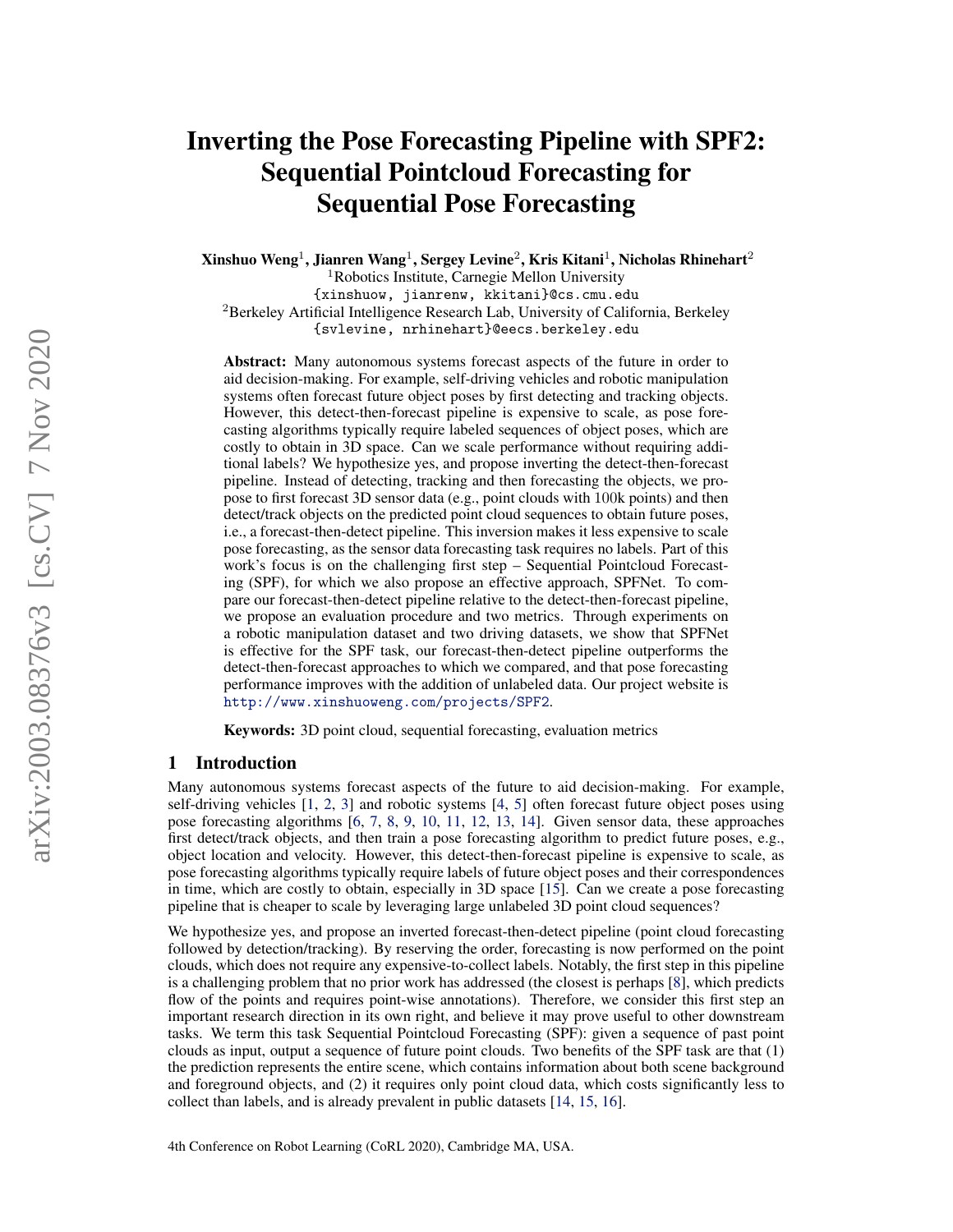# Inverting the Pose Forecasting Pipeline with SPF2: Sequential Pointcloud Forecasting for Sequential Pose Forecasting

**Xinshuo Weng**[1], **Jianren Wang**[1], **Sergey Levine**[2], **Kris Kitani**[1], **Nicholas Rhinehart**[2]

[1]Robotics Institute, Carnegie Mellon University
{xinshuow, jianrenw, kkitani}@cs.cmu.edu

[2]Berkeley Artificial Intelligence Research Lab, University of California, Berkeley
{svlevine, nrhinehart}@eecs.berkeley.edu

**Abstract:** Many autonomous systems forecast aspects of the future in order to aid decision-making. For example, self-driving vehicles and robotic manipulation systems often forecast future object poses by first detecting and tracking objects. However, this detect-then-forecast pipeline is expensive to scale, as pose forecasting algorithms typically require labeled sequences of object poses, which are costly to obtain in 3D space. Can we scale performance without requiring additional labels? We hypothesize yes, and propose inverting the detect-then-forecast pipeline. Instead of detecting, tracking and then forecasting the objects, we propose to first forecast 3D sensor data (e.g., point clouds with 100k points) and then detect/track objects on the predicted point cloud sequences to obtain future poses, i.e., a forecast-then-detect pipeline. This inversion makes it less expensive to scale pose forecasting, as the sensor data forecasting task requires no labels. Part of this work's focus is on the challenging first step – Sequential Pointcloud Forecasting (SPF), for which we also propose an effective approach, SPFNet. To compare our forecast-then-detect pipeline relative to the detect-then-forecast pipeline, we propose an evaluation procedure and two metrics. Through experiments on a robotic manipulation dataset and two driving datasets, we show that SPFNet is effective for the SPF task, our forecast-then-detect pipeline outperforms the detect-then-forecast approaches to which we compared, and that pose forecasting performance improves with the addition of unlabeled data. Our project website is http://www.xinshuoweng.com/projects/SPF2.

**Keywords:** 3D point cloud, sequential forecasting, evaluation metrics

## 1 Introduction

Many autonomous systems forecast aspects of the future to aid decision-making. For example, self-driving vehicles [1, 2, 3] and robotic systems [4, 5] often forecast future object poses using pose forecasting algorithms [6, 7, 8, 9, 10, 11, 12, 13, 14]. Given sensor data, these approaches first detect/track objects, and then train a pose forecasting algorithm to predict future poses, e.g., object location and velocity. However, this detect-then-forecast pipeline is expensive to scale, as pose forecasting algorithms typically require labels of future object poses and their correspondences in time, which are costly to obtain, especially in 3D space [15]. Can we create a pose forecasting pipeline that is cheaper to scale by leveraging large unlabeled 3D point cloud sequences?

We hypothesize yes, and propose an inverted forecast-then-detect pipeline (point cloud forecasting followed by detection/tracking). By reserving the order, forecasting is now performed on the point clouds, which does not require any expensive-to-collect labels. Notably, the first step in this pipeline is a challenging problem that no prior work has addressed (the closest is perhaps [8], which predicts flow of the points and requires point-wise annotations). Therefore, we consider this first step an important research direction in its own right, and believe it may prove useful to other downstream tasks. We term this task Sequential Pointcloud Forecasting (SPF): given a sequence of past point clouds as input, output a sequence of future point clouds. Two benefits of the SPF task are that (1) the prediction represents the entire scene, which contains information about both scene background and foreground objects, and (2) it requires only point cloud data, which costs significantly less to collect than labels, and is already prevalent in public datasets [14, 15, 16].

4th Conference on Robot Learning (CoRL 2020), Cambridge MA, USA.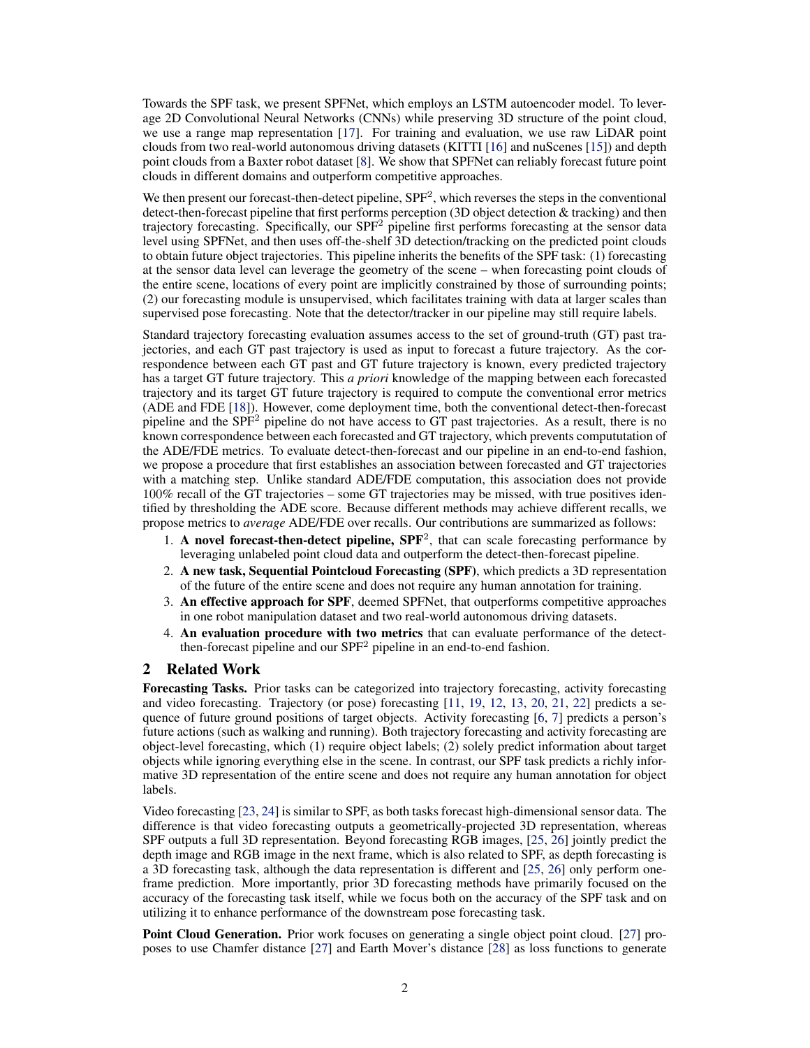Towards the SPF task, we present SPFNet, which employs an LSTM autoencoder model. To leverage 2D Convolutional Neural Networks (CNNs) while preserving 3D structure of the point cloud, we use a range map representation [17]. For training and evaluation, we use raw LiDAR point clouds from two real-world autonomous driving datasets (KITTI [16] and nuScenes [15]) and depth point clouds from a Baxter robot dataset [8]. We show that SPFNet can reliably forecast future point clouds in different domains and outperform competitive approaches.

We then present our forecast-then-detect pipeline, SPF$^2$, which reverses the steps in the conventional detect-then-forecast pipeline that first performs perception (3D object detection & tracking) and then trajectory forecasting. Specifically, our SPF$^2$ pipeline first performs forecasting at the sensor data level using SPFNet, and then uses off-the-shelf 3D detection/tracking on the predicted point clouds to obtain future object trajectories. This pipeline inherits the benefits of the SPF task: (1) forecasting at the sensor data level can leverage the geometry of the scene – when forecasting point clouds of the entire scene, locations of every point are implicitly constrained by those of surrounding points; (2) our forecasting module is unsupervised, which facilitates training with data at larger scales than supervised pose forecasting. Note that the detector/tracker in our pipeline may still require labels.

Standard trajectory forecasting evaluation assumes access to the set of ground-truth (GT) past trajectories, and each GT past trajectory is used as input to forecast a future trajectory. As the correspondence between each GT past and GT future trajectory is known, every predicted trajectory has a target GT future trajectory. This *a priori* knowledge of the mapping between each forecasted trajectory and its target GT future trajectory is required to compute the conventional error metrics (ADE and FDE [18]). However, come deployment time, both the conventional detect-then-forecast pipeline and the SPF$^2$ pipeline do not have access to GT past trajectories. As a result, there is no known correspondence between each forecasted and GT trajectory, which prevents computation of the ADE/FDE metrics. To evaluate detect-then-forecast and our pipeline in an end-to-end fashion, we propose a procedure that first establishes an association between forecasted and GT trajectories with a matching step. Unlike standard ADE/FDE computation, this association does not provide 100% recall of the GT trajectories – some GT trajectories may be missed, with true positives identified by thresholding the ADE score. Because different methods may achieve different recalls, we propose metrics to *average* ADE/FDE over recalls. Our contributions are summarized as follows:

1. **A novel forecast-then-detect pipeline, SPF$^2$**, that can scale forecasting performance by leveraging unlabeled point cloud data and outperform the detect-then-forecast pipeline.
2. **A new task, Sequential Pointcloud Forecasting (SPF)**, which predicts a 3D representation of the future of the entire scene and does not require any human annotation for training.
3. **An effective approach for SPF**, deemed SPFNet, that outperforms competitive approaches in one robot manipulation dataset and two real-world autonomous driving datasets.
4. **An evaluation procedure with two metrics** that can evaluate performance of the detect-then-forecast pipeline and our SPF$^2$ pipeline in an end-to-end fashion.

## 2 Related Work

**Forecasting Tasks.** Prior tasks can be categorized into trajectory forecasting, activity forecasting and video forecasting. Trajectory (or pose) forecasting [11, 19, 12, 13, 20, 21, 22] predicts a sequence of future ground positions of target objects. Activity forecasting [6, 7] predicts a person's future actions (such as walking and running). Both trajectory forecasting and activity forecasting are object-level forecasting, which (1) require object labels; (2) solely predict information about target objects while ignoring everything else in the scene. In contrast, our SPF task predicts a richly informative 3D representation of the entire scene and does not require any human annotation for object labels.

Video forecasting [23, 24] is similar to SPF, as both tasks forecast high-dimensional sensor data. The difference is that video forecasting outputs a geometrically-projected 3D representation, whereas SPF outputs a full 3D representation. Beyond forecasting RGB images, [25, 26] jointly predict the depth image and RGB image in the next frame, which is also related to SPF, as depth forecasting is a 3D forecasting task, although the data representation is different and [25, 26] only perform one-frame prediction. More importantly, prior 3D forecasting methods have primarily focused on the accuracy of the forecasting task itself, while we focus both on the accuracy of the SPF task and on utilizing it to enhance performance of the downstream pose forecasting task.

**Point Cloud Generation.** Prior work focuses on generating a single object point cloud. [27] proposes to use Chamfer distance [27] and Earth Mover's distance [28] as loss functions to generate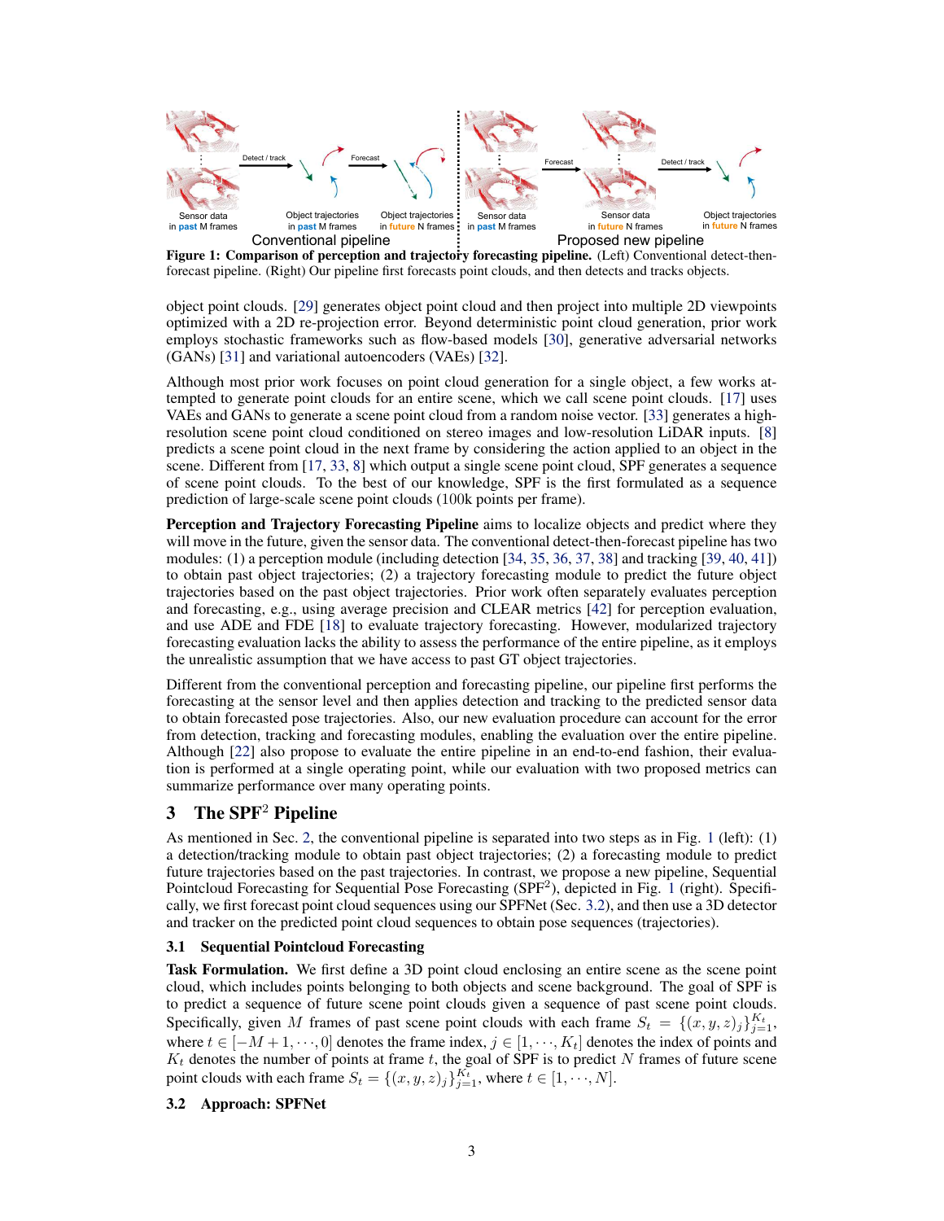**Figure 1: Comparison of perception and trajectory forecasting pipeline.** (Left) Conventional detect-then-forecast pipeline. (Right) Our pipeline first forecasts point clouds, and then detects and tracks objects.

object point clouds. [29] generates object point cloud and then project into multiple 2D viewpoints optimized with a 2D re-projection error. Beyond deterministic point cloud generation, prior work employs stochastic frameworks such as flow-based models [30], generative adversarial networks (GANs) [31] and variational autoencoders (VAEs) [32].

Although most prior work focuses on point cloud generation for a single object, a few works attempted to generate point clouds for an entire scene, which we call scene point clouds. [17] uses VAEs and GANs to generate a scene point cloud from a random noise vector. [33] generates a high-resolution scene point cloud conditioned on stereo images and low-resolution LiDAR inputs. [8] predicts a scene point cloud in the next frame by considering the action applied to an object in the scene. Different from [17, 33, 8] which output a single scene point cloud, SPF generates a sequence of scene point clouds. To the best of our knowledge, SPF is the first formulated as a sequence prediction of large-scale scene point clouds (100k points per frame).

**Perception and Trajectory Forecasting Pipeline** aims to localize objects and predict where they will move in the future, given the sensor data. The conventional detect-then-forecast pipeline has two modules: (1) a perception module (including detection [34, 35, 36, 37, 38] and tracking [39, 40, 41]) to obtain past object trajectories; (2) a trajectory forecasting module to predict the future object trajectories based on the past object trajectories. Prior work often separately evaluates perception and forecasting, e.g., using average precision and CLEAR metrics [42] for perception evaluation, and use ADE and FDE [18] to evaluate trajectory forecasting. However, modularized trajectory forecasting evaluation lacks the ability to assess the performance of the entire pipeline, as it employs the unrealistic assumption that we have access to past GT object trajectories.

Different from the conventional perception and forecasting pipeline, our pipeline first performs the forecasting at the sensor level and then applies detection and tracking to the predicted sensor data to obtain forecasted pose trajectories. Also, our new evaluation procedure can account for the error from detection, tracking and forecasting modules, enabling the evaluation over the entire pipeline. Although [22] also propose to evaluate the entire pipeline in an end-to-end fashion, their evaluation is performed at a single operating point, while our evaluation with two proposed metrics can summarize performance over many operating points.

## 3 The SPF$^2$ Pipeline

As mentioned in Sec. 2, the conventional pipeline is separated into two steps as in Fig. 1 (left): (1) a detection/tracking module to obtain past object trajectories; (2) a forecasting module to predict future trajectories based on the past trajectories. In contrast, we propose a new pipeline, Sequential Pointcloud Forecasting for Sequential Pose Forecasting (SPF$^2$), depicted in Fig. 1 (right). Specifically, we first forecast point cloud sequences using our SPFNet (Sec. 3.2), and then use a 3D detector and tracker on the predicted point cloud sequences to obtain pose sequences (trajectories).

### 3.1 Sequential Pointcloud Forecasting

**Task Formulation.** We first define a 3D point cloud enclosing an entire scene as the scene point cloud, which includes points belonging to both objects and scene background. The goal of SPF is to predict a sequence of future scene point clouds given a sequence of past scene point clouds. Specifically, given $M$ frames of past scene point clouds with each frame $S_t = \{(x, y, z)_j\}_{j=1}^{K_t}$, where $t \in [-M+1, \cdots, 0]$ denotes the frame index, $j \in [1, \cdots, K_t]$ denotes the index of points and $K_t$ denotes the number of points at frame $t$, the goal of SPF is to predict $N$ frames of future scene point clouds with each frame $S_t = \{(x, y, z)_j\}_{j=1}^{K_t}$, where $t \in [1, \cdots, N]$.

### 3.2 Approach: SPFNet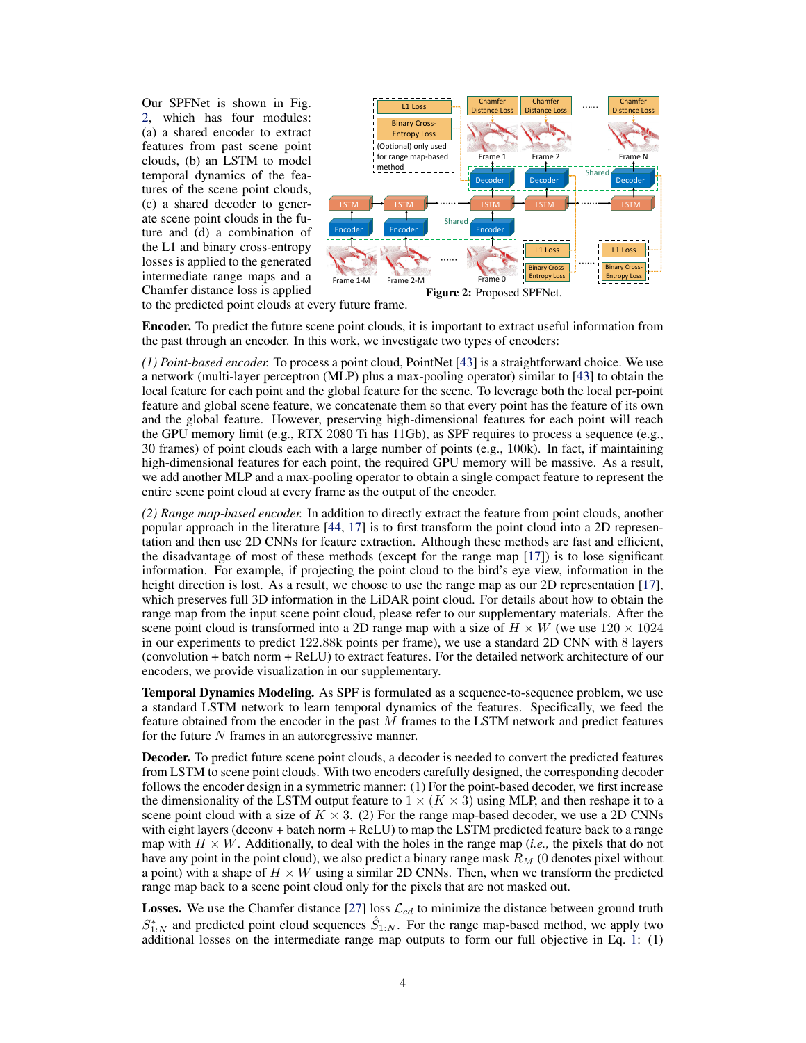Our SPFNet is shown in Fig. 2, which has four modules: (a) a shared encoder to extract features from past scene point clouds, (b) an LSTM to model temporal dynamics of the features of the scene point clouds, (c) a shared decoder to generate scene point clouds in the future and (d) a combination of the L1 and binary cross-entropy losses is applied to the generated intermediate range maps and a Chamfer distance loss is applied to the predicted point clouds at every future frame.

**Figure 2:** Proposed SPFNet.

**Encoder.** To predict the future scene point clouds, it is important to extract useful information from the past through an encoder. In this work, we investigate two types of encoders:

*(1) Point-based encoder.* To process a point cloud, PointNet [43] is a straightforward choice. We use a network (multi-layer perceptron (MLP) plus a max-pooling operator) similar to [43] to obtain the local feature for each point and the global feature for the scene. To leverage both the local per-point feature and global scene feature, we concatenate them so that every point has the feature of its own and the global feature. However, preserving high-dimensional features for each point will reach the GPU memory limit (e.g., RTX 2080 Ti has 11Gb), as SPF requires to process a sequence (e.g., 30 frames) of point clouds each with a large number of points (e.g., 100k). In fact, if maintaining high-dimensional features for each point, the required GPU memory will be massive. As a result, we add another MLP and a max-pooling operator to obtain a single compact feature to represent the entire scene point cloud at every frame as the output of the encoder.

*(2) Range map-based encoder.* In addition to directly extract the feature from point clouds, another popular approach in the literature [44, 17] is to first transform the point cloud into a 2D representation and then use 2D CNNs for feature extraction. Although these methods are fast and efficient, the disadvantage of most of these methods (except for the range map [17]) is to lose significant information. For example, if projecting the point cloud to the bird's eye view, information in the height direction is lost. As a result, we choose to use the range map as our 2D representation [17], which preserves full 3D information in the LiDAR point cloud. For details about how to obtain the range map from the input scene point cloud, please refer to our supplementary materials. After the scene point cloud is transformed into a 2D range map with a size of $H \times W$ (we use $120 \times 1024$ in our experiments to predict 122.88k points per frame), we use a standard 2D CNN with 8 layers (convolution + batch norm + ReLU) to extract features. For the detailed network architecture of our encoders, we provide visualization in our supplementary.

**Temporal Dynamics Modeling.** As SPF is formulated as a sequence-to-sequence problem, we use a standard LSTM network to learn temporal dynamics of the features. Specifically, we feed the feature obtained from the encoder in the past $M$ frames to the LSTM network and predict features for the future $N$ frames in an autoregressive manner.

**Decoder.** To predict future scene point clouds, a decoder is needed to convert the predicted features from LSTM to scene point clouds. With two encoders carefully designed, the corresponding decoder follows the encoder design in a symmetric manner: (1) For the point-based decoder, we first increase the dimensionality of the LSTM output feature to $1 \times (K \times 3)$ using MLP, and then reshape it to a scene point cloud with a size of $K \times 3$. (2) For the range map-based decoder, we use a 2D CNNs with eight layers (deconv + batch norm + ReLU) to map the LSTM predicted feature back to a range map with $H \times W$. Additionally, to deal with the holes in the range map (*i.e.,* the pixels that do not have any point in the point cloud), we also predict a binary range mask $R_M$ (0 denotes pixel without a point) with a shape of $H \times W$ using a similar 2D CNNs. Then, when we transform the predicted range map back to a scene point cloud only for the pixels that are not masked out.

**Losses.** We use the Chamfer distance [27] loss $\mathcal{L}_{cd}$ to minimize the distance between ground truth $S^*_{1:N}$ and predicted point cloud sequences $\hat{S}_{1:N}$. For the range map-based method, we apply two additional losses on the intermediate range map outputs to form our full objective in Eq. 1: (1)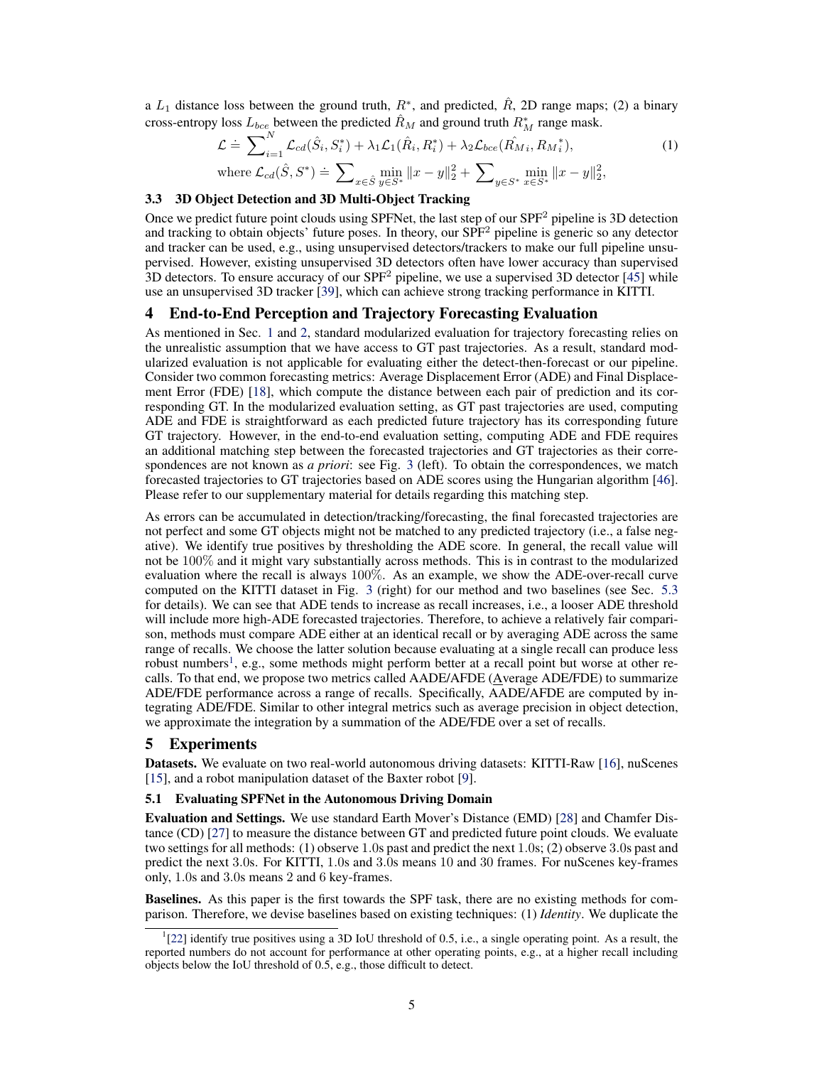a $L_1$ distance loss between the ground truth, $R^*$, and predicted, $\hat{R}$, 2D range maps; (2) a binary cross-entropy loss $L_{bce}$ between the predicted $\hat{R}_M$ and ground truth $R^*_M$ range mask.

$$\mathcal{L} \doteq \sum_{i=1}^{N} \mathcal{L}_{cd}(\hat{S}_i, S^*_i) + \lambda_1 \mathcal{L}_1(\hat{R}_i, R^*_i) + \lambda_2 \mathcal{L}_{bce}(\hat{R_M}_i, {R_M}^*_i), \tag{1}$$

$$\text{where } \mathcal{L}_{cd}(\hat{S}, S^*) \doteq \sum_{x \in \hat{S}} \min_{y \in S^*} \|x - y\|_2^2 + \sum_{y \in S^*} \min_{x \in S^*} \|x - y\|_2^2,$$

### 3.3 3D Object Detection and 3D Multi-Object Tracking

Once we predict future point clouds using SPFNet, the last step of our SPF$^2$ pipeline is 3D detection and tracking to obtain objects' future poses. In theory, our SPF$^2$ pipeline is generic so any detector and tracker can be used, e.g., using unsupervised detectors/trackers to make our full pipeline unsupervised. However, existing unsupervised 3D detectors often have lower accuracy than supervised 3D detectors. To ensure accuracy of our SPF$^2$ pipeline, we use a supervised 3D detector [45] while use an unsupervised 3D tracker [39], which can achieve strong tracking performance in KITTI.

## 4 End-to-End Perception and Trajectory Forecasting Evaluation

As mentioned in Sec. 1 and 2, standard modularized evaluation for trajectory forecasting relies on the unrealistic assumption that we have access to GT past trajectories. As a result, standard modularized evaluation is not applicable for evaluating either the detect-then-forecast or our pipeline. Consider two common forecasting metrics: Average Displacement Error (ADE) and Final Displacement Error (FDE) [18], which compute the distance between each pair of prediction and its corresponding GT. In the modularized evaluation setting, as GT past trajectories are used, computing ADE and FDE is straightforward as each predicted future trajectory has its corresponding future GT trajectory. However, in the end-to-end evaluation setting, computing ADE and FDE requires an additional matching step between the forecasted trajectories and GT trajectories as their correspondences are not known as *a priori*: see Fig. 3 (left). To obtain the correspondences, we match forecasted trajectories to GT trajectories based on ADE scores using the Hungarian algorithm [46]. Please refer to our supplementary material for details regarding this matching step.

As errors can be accumulated in detection/tracking/forecasting, the final forecasted trajectories are not perfect and some GT objects might not be matched to any predicted trajectory (i.e., a false negative). We identify true positives by thresholding the ADE score. In general, the recall value will not be 100% and it might vary substantially across methods. This is in contrast to the modularized evaluation where the recall is always 100%. As an example, we show the ADE-over-recall curve computed on the KITTI dataset in Fig. 3 (right) for our method and two baselines (see Sec. 5.3 for details). We can see that ADE tends to increase as recall increases, i.e., a looser ADE threshold will include more high-ADE forecasted trajectories. Therefore, to achieve a relatively fair comparison, methods must compare ADE either at an identical recall or by averaging ADE across the same range of recalls. We choose the latter solution because evaluating at a single recall can produce less robust numbers[1], e.g., some methods might perform better at a recall point but worse at other recalls. To that end, we propose two metrics called AADE/AFDE (Average ADE/FDE) to summarize ADE/FDE performance across a range of recalls. Specifically, AADE/AFDE are computed by integrating ADE/FDE. Similar to other integral metrics such as average precision in object detection, we approximate the integration by a summation of the ADE/FDE over a set of recalls.

## 5 Experiments

**Datasets.** We evaluate on two real-world autonomous driving datasets: KITTI-Raw [16], nuScenes [15], and a robot manipulation dataset of the Baxter robot [9].

### 5.1 Evaluating SPFNet in the Autonomous Driving Domain

**Evaluation and Settings.** We use standard Earth Mover's Distance (EMD) [28] and Chamfer Distance (CD) [27] to measure the distance between GT and predicted future point clouds. We evaluate two settings for all methods: (1) observe 1.0s past and predict the next 1.0s; (2) observe 3.0s past and predict the next 3.0s. For KITTI, 1.0s and 3.0s means 10 and 30 frames. For nuScenes key-frames only, 1.0s and 3.0s means 2 and 6 key-frames.

**Baselines.** As this paper is the first towards the SPF task, there are no existing methods for comparison. Therefore, we devise baselines based on existing techniques: (1) *Identity*. We duplicate the

[1][22] identify true positives using a 3D IoU threshold of 0.5, i.e., a single operating point. As a result, the reported numbers do not account for performance at other operating points, e.g., at a higher recall including objects below the IoU threshold of 0.5, e.g., those difficult to detect.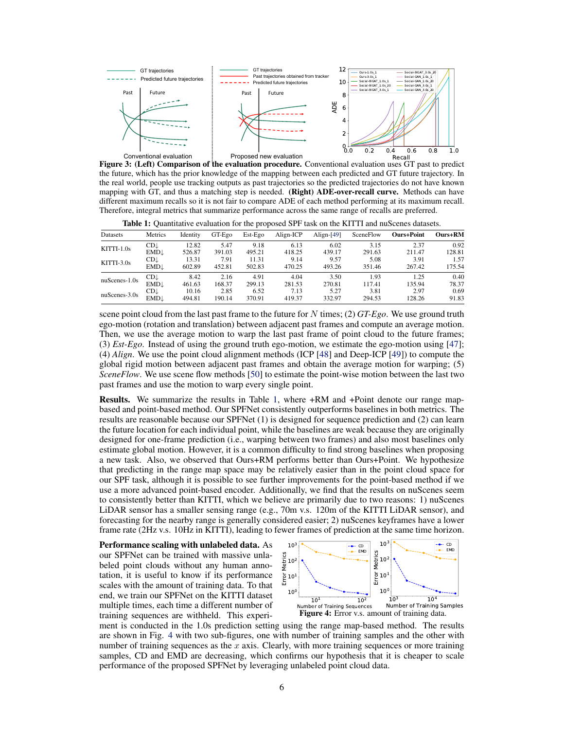**Figure 3: (Left) Comparison of the evaluation procedure.** Conventional evaluation uses GT past to predict the future, which has the prior knowledge of the mapping between each predicted and GT future trajectory. In the real world, people use tracking outputs as past trajectories so the predicted trajectories do not have known mapping with GT, and thus a matching step is needed. **(Right) ADE-over-recall curve.** Methods can have different maximum recalls so it is not fair to compare ADE of each method performing at its maximum recall. Therefore, integral metrics that summarize performance across the same range of recalls are preferred.

**Table 1:** Quantitative evaluation for the proposed SPF task on the KITTI and nuScenes datasets.

| Datasets | Metrics | Identity | GT-Ego | Est-Ego | Align-ICP | Align-[49] | SceneFlow | Ours+Point | Ours+RM |
|---|---|---|---|---|---|---|---|---|---|
| KITTI-1.0s | CD↓ | 12.82 | 5.47 | 9.18 | 6.13 | 6.02 | 3.15 | 2.37 | 0.92 |
| | EMD↓ | 526.87 | 391.03 | 495.21 | 418.25 | 439.17 | 291.63 | 211.47 | 128.81 |
| KITTI-3.0s | CD↓ | 13.31 | 7.91 | 11.31 | 9.14 | 9.57 | 5.08 | 3.91 | 1.57 |
| | EMD↓ | 602.89 | 452.81 | 502.83 | 470.25 | 493.26 | 351.46 | 267.42 | 175.54 |
| nuScenes-1.0s | CD↓ | 8.42 | 2.16 | 4.91 | 4.04 | 3.50 | 1.93 | 1.25 | 0.40 |
| | EMD↓ | 461.63 | 168.37 | 299.13 | 281.53 | 270.81 | 117.41 | 135.94 | 78.37 |
| nuScenes-3.0s | CD↓ | 10.16 | 2.85 | 6.52 | 7.13 | 5.27 | 3.81 | 2.97 | 0.69 |
| | EMD↓ | 494.81 | 190.14 | 370.91 | 419.37 | 332.97 | 294.53 | 128.26 | 91.83 |

scene point cloud from the last past frame to the future for $N$ times; (2) *GT-Ego*. We use ground truth ego-motion (rotation and translation) between adjacent past frames and compute an average motion. Then, we use the average motion to warp the last past frame of point cloud to the future frames; (3) *Est-Ego*. Instead of using the ground truth ego-motion, we estimate the ego-motion using [47]; (4) *Align*. We use the point cloud alignment methods (ICP [48] and Deep-ICP [49]) to compute the global rigid motion between adjacent past frames and obtain the average motion for warping; (5) *SceneFlow*. We use scene flow methods [50] to estimate the point-wise motion between the last two past frames and use the motion to warp every single point.

**Results.** We summarize the results in Table 1, where +RM and +Point denote our range map-based and point-based method. Our SPFNet consistently outperforms baselines in both metrics. The results are reasonable because our SPFNet (1) is designed for sequence prediction and (2) can learn the future location for each individual point, while the baselines are weak because they are originally designed for one-frame prediction (i.e., warping between two frames) and also most baselines only estimate global motion. However, it is a common difficulty to find strong baselines when proposing a new task. Also, we observed that Ours+RM performs better than Ours+Point. We hypothesize that predicting in the range map space may be relatively easier than in the point cloud space for our SPF task, although it is possible to see further improvements for the point-based method if we use a more advanced point-based encoder. Additionally, we find that the results on nuScenes seem to consistently better than KITTI, which we believe are primarily due to two reasons: 1) nuScenes LiDAR sensor has a smaller sensing range (e.g., 70m v.s. 120m of the KITTI LiDAR sensor), and forecasting for the nearby range is generally considered easier; 2) nuScenes keyframes have a lower frame rate (2Hz v.s. 10Hz in KITTI), leading to fewer frames of prediction at the same time horizon.

**Performance scaling with unlabeled data.** As our SPFNet can be trained with massive unlabeled point clouds without any human annotation, it is useful to know if its performance scales with the amount of training data. To that end, we train our SPFNet on the KITTI dataset multiple times, each time a different number of training sequences are withheld. This experiment is conducted in the 1.0s prediction setting using the range map-based method. The results are shown in Fig. 4 with two sub-figures, one with number of training samples and the other with number of training sequences as the $x$ axis. Clearly, with more training sequences or more training samples, CD and EMD are decreasing, which confirms our hypothesis that it is cheaper to scale performance of the proposed SPFNet by leveraging unlabeled point cloud data.

**Figure 4:** Error v.s. amount of training data.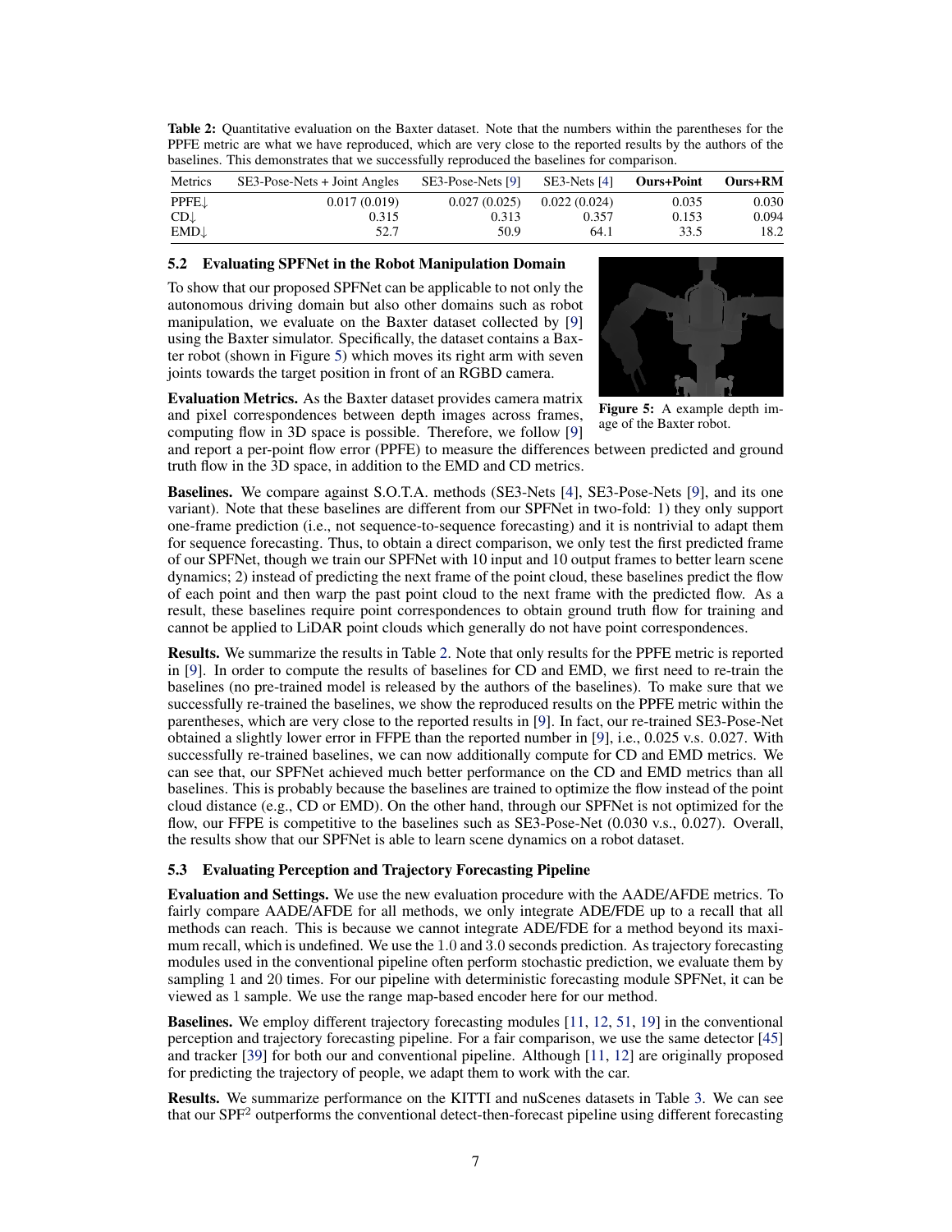Table 2: Quantitative evaluation on the Baxter dataset. Note that the numbers within the parentheses for the PPFE metric are what we have reproduced, which are very close to the reported results by the authors of the baselines. This demonstrates that we successfully reproduced the baselines for comparison.

| Metrics | SE3-Pose-Nets + Joint Angles | SE3-Pose-Nets [9] | SE3-Nets [4] | **Ours+Point** | **Ours+RM** |
|---|---|---|---|---|---|
| PPFE↓ | 0.017 (0.019) | 0.027 (0.025) | 0.022 (0.024) | 0.035 | 0.030 |
| CD↓ | 0.315 | 0.313 | 0.357 | 0.153 | 0.094 |
| EMD↓ | 52.7 | 50.9 | 64.1 | 33.5 | 18.2 |

### 5.2 Evaluating SPFNet in the Robot Manipulation Domain

To show that our proposed SPFNet can be applicable to not only the autonomous driving domain but also other domains such as robot manipulation, we evaluate on the Baxter dataset collected by [9] using the Baxter simulator. Specifically, the dataset contains a Baxter robot (shown in Figure 5) which moves its right arm with seven joints towards the target position in front of an RGBD camera.

Figure 5: A example depth image of the Baxter robot.

**Evaluation Metrics.** As the Baxter dataset provides camera matrix and pixel correspondences between depth images across frames, computing flow in 3D space is possible. Therefore, we follow [9] and report a per-point flow error (PPFE) to measure the differences between predicted and ground truth flow in the 3D space, in addition to the EMD and CD metrics.

**Baselines.** We compare against S.O.T.A. methods (SE3-Nets [4], SE3-Pose-Nets [9], and its one variant). Note that these baselines are different from our SPFNet in two-fold: 1) they only support one-frame prediction (i.e., not sequence-to-sequence forecasting) and it is nontrivial to adapt them for sequence forecasting. Thus, to obtain a direct comparison, we only test the first predicted frame of our SPFNet, though we train our SPFNet with 10 input and 10 output frames to better learn scene dynamics; 2) instead of predicting the next frame of the point cloud, these baselines predict the flow of each point and then warp the past point cloud to the next frame with the predicted flow. As a result, these baselines require point correspondences to obtain ground truth flow for training and cannot be applied to LiDAR point clouds which generally do not have point correspondences.

**Results.** We summarize the results in Table 2. Note that only results for the PPFE metric is reported in [9]. In order to compute the results of baselines for CD and EMD, we first need to re-train the baselines (no pre-trained model is released by the authors of the baselines). To make sure that we successfully re-trained the baselines, we show the reproduced results on the PPFE metric within the parentheses, which are very close to the reported results in [9]. In fact, our re-trained SE3-Pose-Net obtained a slightly lower error in FFPE than the reported number in [9], i.e., 0.025 v.s. 0.027. With successfully re-trained baselines, we can now additionally compute for CD and EMD metrics. We can see that, our SPFNet achieved much better performance on the CD and EMD metrics than all baselines. This is probably because the baselines are trained to optimize the flow instead of the point cloud distance (e.g., CD or EMD). On the other hand, through our SPFNet is not optimized for the flow, our FFPE is competitive to the baselines such as SE3-Pose-Net (0.030 v.s., 0.027). Overall, the results show that our SPFNet is able to learn scene dynamics on a robot dataset.

### 5.3 Evaluating Perception and Trajectory Forecasting Pipeline

**Evaluation and Settings.** We use the new evaluation procedure with the AADE/AFDE metrics. To fairly compare AADE/AFDE for all methods, we only integrate ADE/FDE up to a recall that all methods can reach. This is because we cannot integrate ADE/FDE for a method beyond its maximum recall, which is undefined. We use the 1.0 and 3.0 seconds prediction. As trajectory forecasting modules used in the conventional pipeline often perform stochastic prediction, we evaluate them by sampling 1 and 20 times. For our pipeline with deterministic forecasting module SPFNet, it can be viewed as 1 sample. We use the range map-based encoder here for our method.

**Baselines.** We employ different trajectory forecasting modules [11, 12, 51, 19] in the conventional perception and trajectory forecasting pipeline. For a fair comparison, we use the same detector [45] and tracker [39] for both our and conventional pipeline. Although [11, 12] are originally proposed for predicting the trajectory of people, we adapt them to work with the car.

**Results.** We summarize performance on the KITTI and nuScenes datasets in Table 3. We can see that our SPF$^2$ outperforms the conventional detect-then-forecast pipeline using different forecasting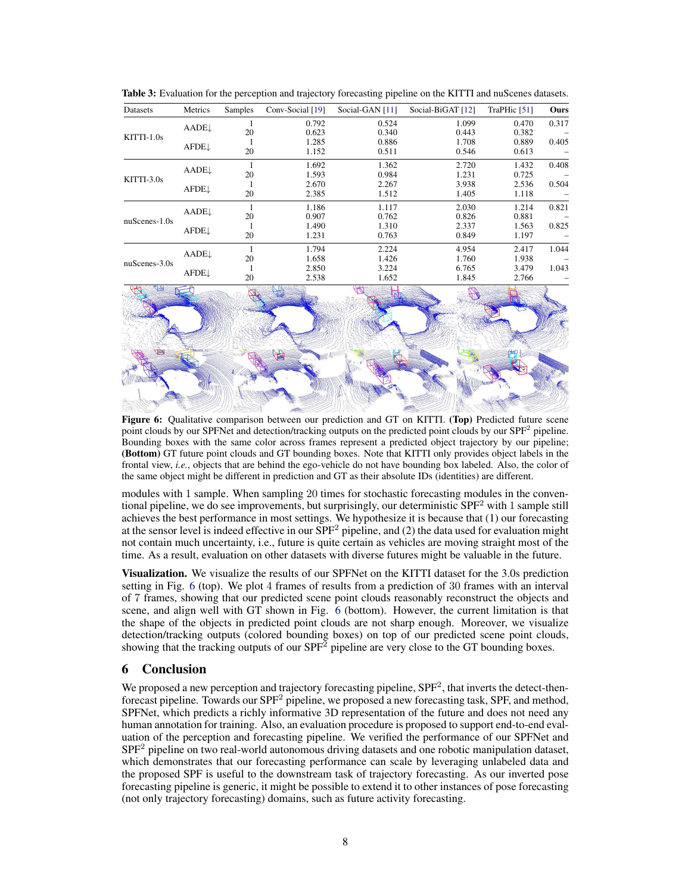**Table 3:** Evaluation for the perception and trajectory forecasting pipeline on the KITTI and nuScenes datasets.

| Datasets | Metrics | Samples | Conv-Social [19] | Social-GAN [11] | Social-BiGAT [12] | TraPHic [51] | Ours |
|---|---|---|---|---|---|---|---|
| KITTI-1.0s | AADE↓ | 1 | 0.792 | 0.524 | 1.099 | 0.470 | 0.317 |
| | | 20 | 0.623 | 0.340 | 0.443 | 0.382 | – |
| | AFDE↓ | 1 | 1.285 | 0.886 | 1.708 | 0.889 | 0.405 |
| | | 20 | 1.152 | 0.511 | 0.546 | 0.613 | – |
| KITTI-3.0s | AADE↓ | 1 | 1.692 | 1.362 | 2.720 | 1.432 | 0.408 |
| | | 20 | 1.593 | 0.984 | 1.231 | 0.725 | – |
| | AFDE↓ | 1 | 2.670 | 2.267 | 3.938 | 2.536 | 0.504 |
| | | 20 | 2.385 | 1.512 | 1.405 | 1.118 | – |
| nuScenes-1.0s | AADE↓ | 1 | 1.186 | 1.117 | 2.030 | 1.214 | 0.821 |
| | | 20 | 0.907 | 0.762 | 0.826 | 0.881 | – |
| | AFDE↓ | 1 | 1.490 | 1.310 | 2.337 | 1.563 | 0.825 |
| | | 20 | 1.231 | 0.763 | 0.849 | 1.197 | – |
| nuScenes-3.0s | AADE↓ | 1 | 1.794 | 2.224 | 4.954 | 2.417 | 1.044 |
| | | 20 | 1.658 | 1.426 | 1.760 | 1.938 | – |
| | AFDE↓ | 1 | 2.850 | 3.224 | 6.765 | 3.479 | 1.043 |
| | | 20 | 2.538 | 1.652 | 1.845 | 2.766 | – |

**Figure 6:** Qualitative comparison between our prediction and GT on KITTI. **(Top)** Predicted future scene point clouds by our SPFNet and detection/tracking outputs on the predicted point clouds by our SPF$^2$ pipeline. Bounding boxes with the same color across frames represent a predicted object trajectory by our pipeline; **(Bottom)** GT future point clouds and GT bounding boxes. Note that KITTI only provides object labels in the frontal view, *i.e.*, objects that are behind the ego-vehicle do not have bounding box labeled. Also, the color of the same object might be different in prediction and GT as their absolute IDs (identities) are different.

modules with 1 sample. When sampling 20 times for stochastic forecasting modules in the conventional pipeline, we do see improvements, but surprisingly, our deterministic SPF$^2$ with 1 sample still achieves the best performance in most settings. We hypothesize it is because that (1) our forecasting at the sensor level is indeed effective in our SPF$^2$ pipeline, and (2) the data used for evaluation might not contain much uncertainty, i.e., future is quite certain as vehicles are moving straight most of the time. As a result, evaluation on other datasets with diverse futures might be valuable in the future.

**Visualization.** We visualize the results of our SPFNet on the KITTI dataset for the 3.0s prediction setting in Fig. 6 (top). We plot 4 frames of results from a prediction of 30 frames with an interval of 7 frames, showing that our predicted scene point clouds reasonably reconstruct the objects and scene, and align well with GT shown in Fig. 6 (bottom). However, the current limitation is that the shape of the objects in predicted point clouds are not sharp enough. Moreover, we visualize detection/tracking outputs (colored bounding boxes) on top of our predicted scene point clouds, showing that the tracking outputs of our SPF$^2$ pipeline are very close to the GT bounding boxes.

## 6 Conclusion

We proposed a new perception and trajectory forecasting pipeline, SPF$^2$, that inverts the detect-then-forecast pipeline. Towards our SPF$^2$ pipeline, we proposed a new forecasting task, SPF, and method, SPFNet, which predicts a richly informative 3D representation of the future and does not need any human annotation for training. Also, an evaluation procedure is proposed to support end-to-end evaluation of the perception and forecasting pipeline. We verified the performance of our SPFNet and SPF$^2$ pipeline on two real-world autonomous driving datasets and one robotic manipulation dataset, which demonstrates that our forecasting performance can scale by leveraging unlabeled data and the proposed SPF is useful to the downstream task of trajectory forecasting. As our inverted pose forecasting pipeline is generic, it might be possible to extend it to other instances of pose forecasting (not only trajectory forecasting) domains, such as future activity forecasting.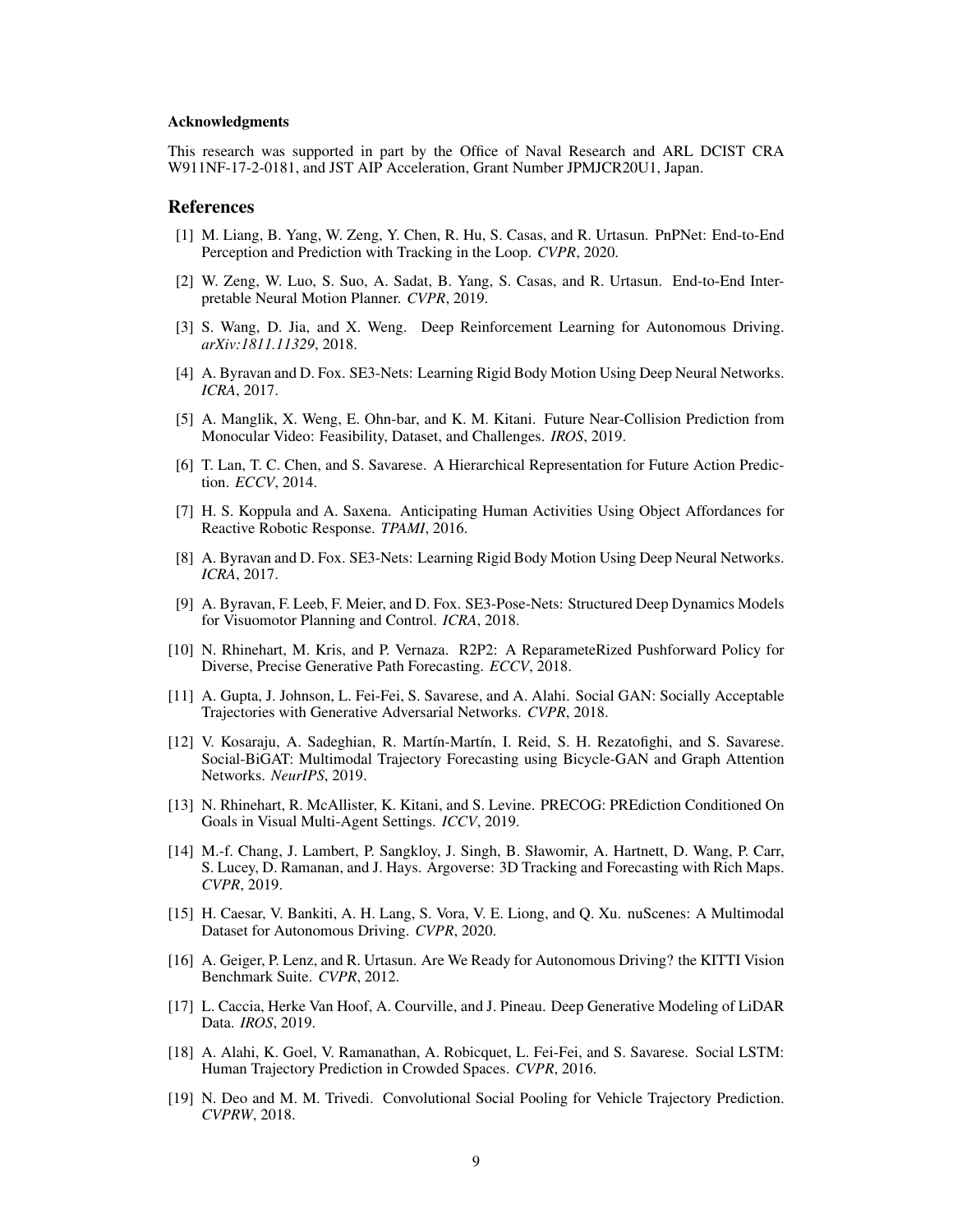**Acknowledgments**

This research was supported in part by the Office of Naval Research and ARL DCIST CRA W911NF-17-2-0181, and JST AIP Acceleration, Grant Number JPMJCR20U1, Japan.

## References

[1] M. Liang, B. Yang, W. Zeng, Y. Chen, R. Hu, S. Casas, and R. Urtasun. PnPNet: End-to-End Perception and Prediction with Tracking in the Loop. *CVPR*, 2020.

[2] W. Zeng, W. Luo, S. Suo, A. Sadat, B. Yang, S. Casas, and R. Urtasun. End-to-End Interpretable Neural Motion Planner. *CVPR*, 2019.

[3] S. Wang, D. Jia, and X. Weng. Deep Reinforcement Learning for Autonomous Driving. *arXiv:1811.11329*, 2018.

[4] A. Byravan and D. Fox. SE3-Nets: Learning Rigid Body Motion Using Deep Neural Networks. *ICRA*, 2017.

[5] A. Manglik, X. Weng, E. Ohn-bar, and K. M. Kitani. Future Near-Collision Prediction from Monocular Video: Feasibility, Dataset, and Challenges. *IROS*, 2019.

[6] T. Lan, T. C. Chen, and S. Savarese. A Hierarchical Representation for Future Action Prediction. *ECCV*, 2014.

[7] H. S. Koppula and A. Saxena. Anticipating Human Activities Using Object Affordances for Reactive Robotic Response. *TPAMI*, 2016.

[8] A. Byravan and D. Fox. SE3-Nets: Learning Rigid Body Motion Using Deep Neural Networks. *ICRA*, 2017.

[9] A. Byravan, F. Leeb, F. Meier, and D. Fox. SE3-Pose-Nets: Structured Deep Dynamics Models for Visuomotor Planning and Control. *ICRA*, 2018.

[10] N. Rhinehart, M. Kris, and P. Vernaza. R2P2: A ReparameteRized Pushforward Policy for Diverse, Precise Generative Path Forecasting. *ECCV*, 2018.

[11] A. Gupta, J. Johnson, L. Fei-Fei, S. Savarese, and A. Alahi. Social GAN: Socially Acceptable Trajectories with Generative Adversarial Networks. *CVPR*, 2018.

[12] V. Kosaraju, A. Sadeghian, R. Martín-Martín, I. Reid, S. H. Rezatofighi, and S. Savarese. Social-BiGAT: Multimodal Trajectory Forecasting using Bicycle-GAN and Graph Attention Networks. *NeurIPS*, 2019.

[13] N. Rhinehart, R. McAllister, K. Kitani, and S. Levine. PRECOG: PREdiction Conditioned On Goals in Visual Multi-Agent Settings. *ICCV*, 2019.

[14] M.-f. Chang, J. Lambert, P. Sangkloy, J. Singh, B. Sławomir, A. Hartnett, D. Wang, P. Carr, S. Lucey, D. Ramanan, and J. Hays. Argoverse: 3D Tracking and Forecasting with Rich Maps. *CVPR*, 2019.

[15] H. Caesar, V. Bankiti, A. H. Lang, S. Vora, V. E. Liong, and Q. Xu. nuScenes: A Multimodal Dataset for Autonomous Driving. *CVPR*, 2020.

[16] A. Geiger, P. Lenz, and R. Urtasun. Are We Ready for Autonomous Driving? the KITTI Vision Benchmark Suite. *CVPR*, 2012.

[17] L. Caccia, Herke Van Hoof, A. Courville, and J. Pineau. Deep Generative Modeling of LiDAR Data. *IROS*, 2019.

[18] A. Alahi, K. Goel, V. Ramanathan, A. Robicquet, L. Fei-Fei, and S. Savarese. Social LSTM: Human Trajectory Prediction in Crowded Spaces. *CVPR*, 2016.

[19] N. Deo and M. M. Trivedi. Convolutional Social Pooling for Vehicle Trajectory Prediction. *CVPRW*, 2018.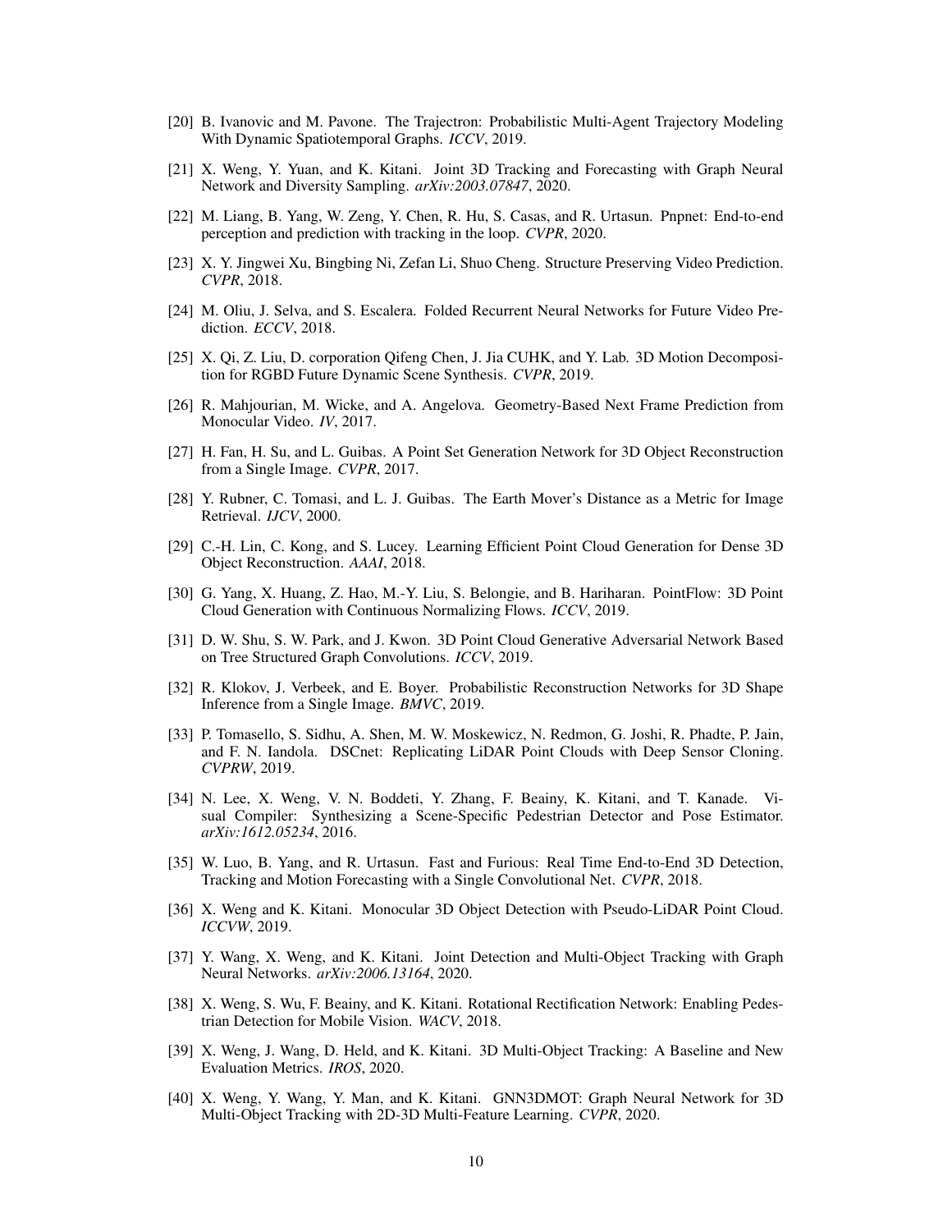[20] B. Ivanovic and M. Pavone. The Trajectron: Probabilistic Multi-Agent Trajectory Modeling With Dynamic Spatiotemporal Graphs. *ICCV*, 2019.

[21] X. Weng, Y. Yuan, and K. Kitani. Joint 3D Tracking and Forecasting with Graph Neural Network and Diversity Sampling. *arXiv:2003.07847*, 2020.

[22] M. Liang, B. Yang, W. Zeng, Y. Chen, R. Hu, S. Casas, and R. Urtasun. Pnpnet: End-to-end perception and prediction with tracking in the loop. *CVPR*, 2020.

[23] X. Y. Jingwei Xu, Bingbing Ni, Zefan Li, Shuo Cheng. Structure Preserving Video Prediction. *CVPR*, 2018.

[24] M. Oliu, J. Selva, and S. Escalera. Folded Recurrent Neural Networks for Future Video Prediction. *ECCV*, 2018.

[25] X. Qi, Z. Liu, D. corporation Qifeng Chen, J. Jia CUHK, and Y. Lab. 3D Motion Decomposition for RGBD Future Dynamic Scene Synthesis. *CVPR*, 2019.

[26] R. Mahjourian, M. Wicke, and A. Angelova. Geometry-Based Next Frame Prediction from Monocular Video. *IV*, 2017.

[27] H. Fan, H. Su, and L. Guibas. A Point Set Generation Network for 3D Object Reconstruction from a Single Image. *CVPR*, 2017.

[28] Y. Rubner, C. Tomasi, and L. J. Guibas. The Earth Mover's Distance as a Metric for Image Retrieval. *IJCV*, 2000.

[29] C.-H. Lin, C. Kong, and S. Lucey. Learning Efficient Point Cloud Generation for Dense 3D Object Reconstruction. *AAAI*, 2018.

[30] G. Yang, X. Huang, Z. Hao, M.-Y. Liu, S. Belongie, and B. Hariharan. PointFlow: 3D Point Cloud Generation with Continuous Normalizing Flows. *ICCV*, 2019.

[31] D. W. Shu, S. W. Park, and J. Kwon. 3D Point Cloud Generative Adversarial Network Based on Tree Structured Graph Convolutions. *ICCV*, 2019.

[32] R. Klokov, J. Verbeek, and E. Boyer. Probabilistic Reconstruction Networks for 3D Shape Inference from a Single Image. *BMVC*, 2019.

[33] P. Tomasello, S. Sidhu, A. Shen, M. W. Moskewicz, N. Redmon, G. Joshi, R. Phadte, P. Jain, and F. N. Iandola. DSCnet: Replicating LiDAR Point Clouds with Deep Sensor Cloning. *CVPRW*, 2019.

[34] N. Lee, X. Weng, V. N. Boddeti, Y. Zhang, F. Beainy, K. Kitani, and T. Kanade. Visual Compiler: Synthesizing a Scene-Specific Pedestrian Detector and Pose Estimator. *arXiv:1612.05234*, 2016.

[35] W. Luo, B. Yang, and R. Urtasun. Fast and Furious: Real Time End-to-End 3D Detection, Tracking and Motion Forecasting with a Single Convolutional Net. *CVPR*, 2018.

[36] X. Weng and K. Kitani. Monocular 3D Object Detection with Pseudo-LiDAR Point Cloud. *ICCVW*, 2019.

[37] Y. Wang, X. Weng, and K. Kitani. Joint Detection and Multi-Object Tracking with Graph Neural Networks. *arXiv:2006.13164*, 2020.

[38] X. Weng, S. Wu, F. Beainy, and K. Kitani. Rotational Rectification Network: Enabling Pedestrian Detection for Mobile Vision. *WACV*, 2018.

[39] X. Weng, J. Wang, D. Held, and K. Kitani. 3D Multi-Object Tracking: A Baseline and New Evaluation Metrics. *IROS*, 2020.

[40] X. Weng, Y. Wang, Y. Man, and K. Kitani. GNN3DMOT: Graph Neural Network for 3D Multi-Object Tracking with 2D-3D Multi-Feature Learning. *CVPR*, 2020.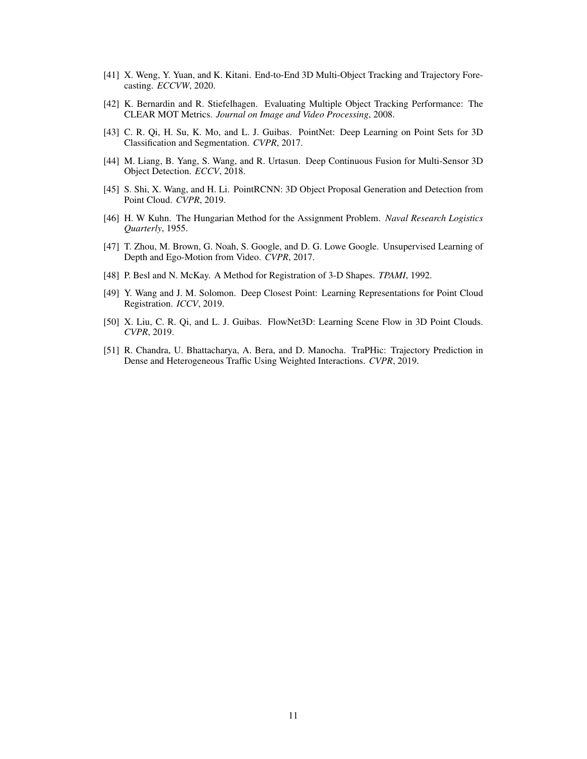[41] X. Weng, Y. Yuan, and K. Kitani. End-to-End 3D Multi-Object Tracking and Trajectory Forecasting. *ECCVW*, 2020.

[42] K. Bernardin and R. Stiefelhagen. Evaluating Multiple Object Tracking Performance: The CLEAR MOT Metrics. *Journal on Image and Video Processing*, 2008.

[43] C. R. Qi, H. Su, K. Mo, and L. J. Guibas. PointNet: Deep Learning on Point Sets for 3D Classification and Segmentation. *CVPR*, 2017.

[44] M. Liang, B. Yang, S. Wang, and R. Urtasun. Deep Continuous Fusion for Multi-Sensor 3D Object Detection. *ECCV*, 2018.

[45] S. Shi, X. Wang, and H. Li. PointRCNN: 3D Object Proposal Generation and Detection from Point Cloud. *CVPR*, 2019.

[46] H. W Kuhn. The Hungarian Method for the Assignment Problem. *Naval Research Logistics Quarterly*, 1955.

[47] T. Zhou, M. Brown, G. Noah, S. Google, and D. G. Lowe Google. Unsupervised Learning of Depth and Ego-Motion from Video. *CVPR*, 2017.

[48] P. Besl and N. McKay. A Method for Registration of 3-D Shapes. *TPAMI*, 1992.

[49] Y. Wang and J. M. Solomon. Deep Closest Point: Learning Representations for Point Cloud Registration. *ICCV*, 2019.

[50] X. Liu, C. R. Qi, and L. J. Guibas. FlowNet3D: Learning Scene Flow in 3D Point Clouds. *CVPR*, 2019.

[51] R. Chandra, U. Bhattacharya, A. Bera, and D. Manocha. TraPHic: Trajectory Prediction in Dense and Heterogeneous Traffic Using Weighted Interactions. *CVPR*, 2019.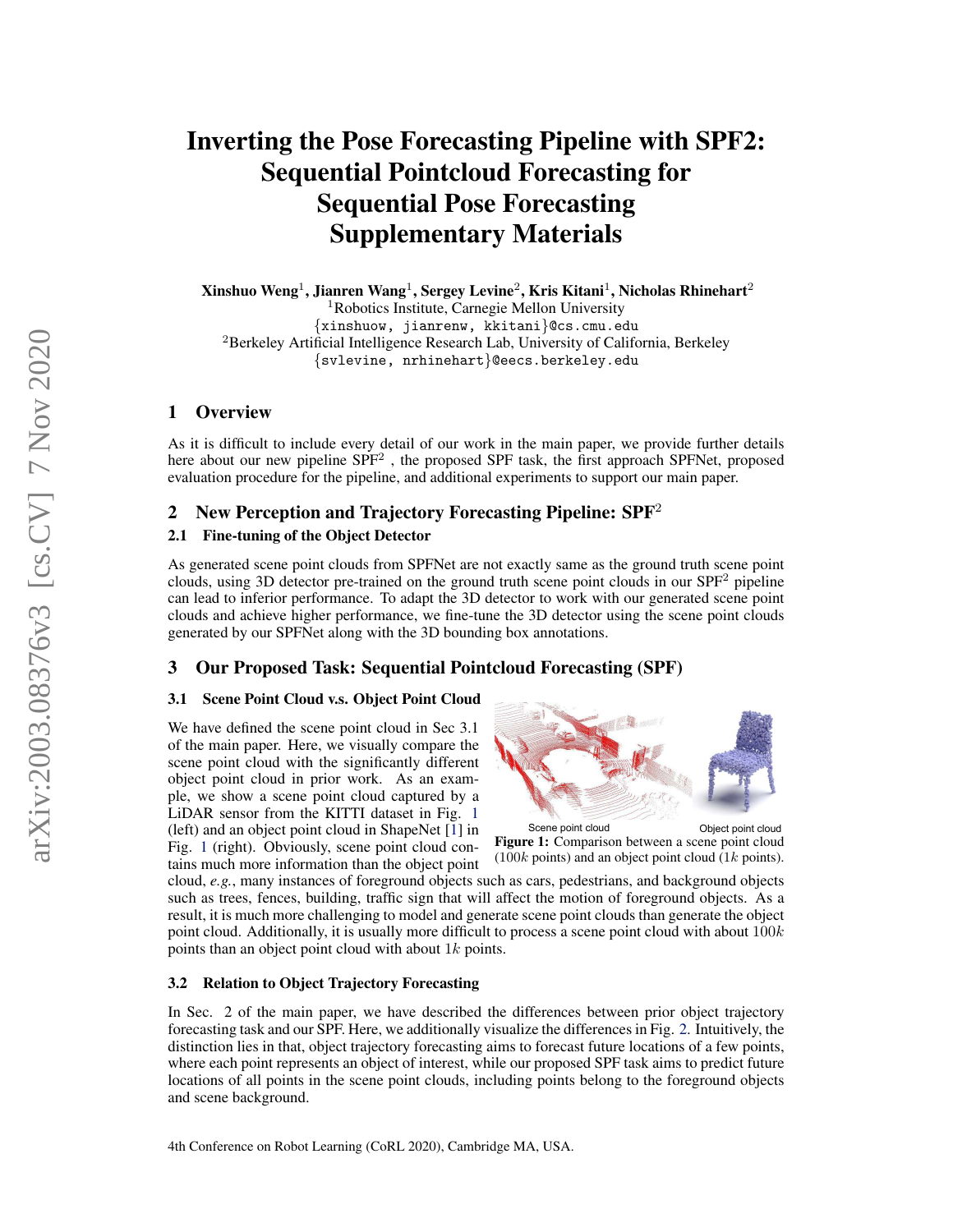# Inverting the Pose Forecasting Pipeline with SPF2: Sequential Pointcloud Forecasting for Sequential Pose Forecasting Supplementary Materials

**Xinshuo Weng**[1], **Jianren Wang**[1], **Sergey Levine**[2], **Kris Kitani**[1], **Nicholas Rhinehart**[2]

[1]Robotics Institute, Carnegie Mellon University
{xinshuow, jianrenw, kkitani}@cs.cmu.edu
[2]Berkeley Artificial Intelligence Research Lab, University of California, Berkeley
{svlevine, nrhinehart}@eecs.berkeley.edu

## 1 Overview

As it is difficult to include every detail of our work in the main paper, we provide further details here about our new pipeline SPF$^2$ , the proposed SPF task, the first approach SPFNet, proposed evaluation procedure for the pipeline, and additional experiments to support our main paper.

## 2 New Perception and Trajectory Forecasting Pipeline: SPF$^2$

### 2.1 Fine-tuning of the Object Detector

As generated scene point clouds from SPFNet are not exactly same as the ground truth scene point clouds, using 3D detector pre-trained on the ground truth scene point clouds in our SPF$^2$ pipeline can lead to inferior performance. To adapt the 3D detector to work with our generated scene point clouds and achieve higher performance, we fine-tune the 3D detector using the scene point clouds generated by our SPFNet along with the 3D bounding box annotations.

## 3 Our Proposed Task: Sequential Pointcloud Forecasting (SPF)

### 3.1 Scene Point Cloud v.s. Object Point Cloud

We have defined the scene point cloud in Sec 3.1 of the main paper. Here, we visually compare the scene point cloud with the significantly different object point cloud in prior work. As an example, we show a scene point cloud captured by a LiDAR sensor from the KITTI dataset in Fig. 1 (left) and an object point cloud in ShapeNet [1] in Fig. 1 (right). Obviously, scene point cloud contains much more information than the object point cloud, *e.g.*, many instances of foreground objects such as cars, pedestrians, and background objects such as trees, fences, building, traffic sign that will affect the motion of foreground objects. As a result, it is much more challenging to model and generate scene point clouds than generate the object point cloud. Additionally, it is usually more difficult to process a scene point cloud with about $100k$ points than an object point cloud with about $1k$ points.

Scene point cloud    Object point cloud

**Figure 1:** Comparison between a scene point cloud ($100k$ points) and an object point cloud ($1k$ points).

### 3.2 Relation to Object Trajectory Forecasting

In Sec. 2 of the main paper, we have described the differences between prior object trajectory forecasting task and our SPF. Here, we additionally visualize the differences in Fig. 2. Intuitively, the distinction lies in that, object trajectory forecasting aims to forecast future locations of a few points, where each point represents an object of interest, while our proposed SPF task aims to predict future locations of all points in the scene point clouds, including points belong to the foreground objects and scene background.

4th Conference on Robot Learning (CoRL 2020), Cambridge MA, USA.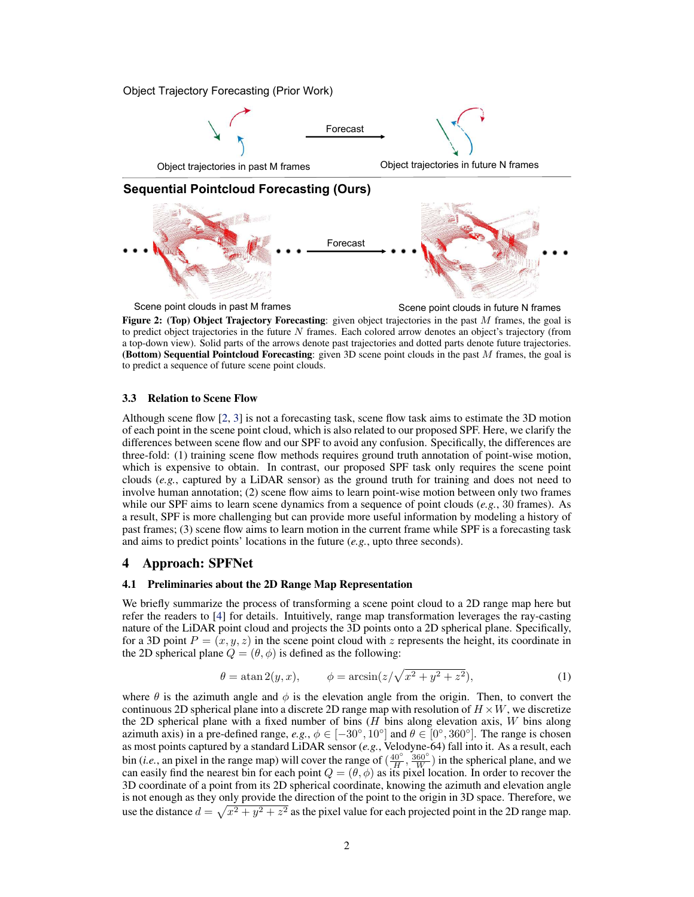Object Trajectory Forecasting (Prior Work)

Object trajectories in past M frames — Forecast → Object trajectories in future N frames

**Sequential Pointcloud Forecasting (Ours)**

Scene point clouds in past M frames — Forecast → Scene point clouds in future N frames

**Figure 2: (Top) Object Trajectory Forecasting**: given object trajectories in the past $M$ frames, the goal is to predict object trajectories in the future $N$ frames. Each colored arrow denotes an object's trajectory (from a top-down view). Solid parts of the arrows denote past trajectories and dotted parts denote future trajectories. **(Bottom) Sequential Pointcloud Forecasting**: given 3D scene point clouds in the past $M$ frames, the goal is to predict a sequence of future scene point clouds.

### 3.3 Relation to Scene Flow

Although scene flow [2, 3] is not a forecasting task, scene flow task aims to estimate the 3D motion of each point in the scene point cloud, which is also related to our proposed SPF. Here, we clarify the differences between scene flow and our SPF to avoid any confusion. Specifically, the differences are three-fold: (1) training scene flow methods requires ground truth annotation of point-wise motion, which is expensive to obtain. In contrast, our proposed SPF task only requires the scene point clouds (*e.g.*, captured by a LiDAR sensor) as the ground truth for training and does not need to involve human annotation; (2) scene flow aims to learn point-wise motion between only two frames while our SPF aims to learn scene dynamics from a sequence of point clouds (*e.g.*, 30 frames). As a result, SPF is more challenging but can provide more useful information by modeling a history of past frames; (3) scene flow aims to learn motion in the current frame while SPF is a forecasting task and aims to predict points' locations in the future (*e.g.*, upto three seconds).

## 4 Approach: SPFNet

### 4.1 Preliminaries about the 2D Range Map Representation

We briefly summarize the process of transforming a scene point cloud to a 2D range map here but refer the readers to [4] for details. Intuitively, range map transformation leverages the ray-casting nature of the LiDAR point cloud and projects the 3D points onto a 2D spherical plane. Specifically, for a 3D point $P = (x, y, z)$ in the scene point cloud with $z$ represents the height, its coordinate in the 2D spherical plane $Q = (\theta, \phi)$ is defined as the following:

$$\theta = \text{atan}\,2(y, x), \qquad \phi = \arcsin(z/\sqrt{x^2 + y^2 + z^2}), \tag{1}$$

where $\theta$ is the azimuth angle and $\phi$ is the elevation angle from the origin. Then, to convert the continuous 2D spherical plane into a discrete 2D range map with resolution of $H \times W$, we discretize the 2D spherical plane with a fixed number of bins ($H$ bins along elevation axis, $W$ bins along azimuth axis) in a pre-defined range, *e.g.*, $\phi \in [-30°, 10°]$ and $\theta \in [0°, 360°]$. The range is chosen as most points captured by a standard LiDAR sensor (*e.g.*, Velodyne-64) fall into it. As a result, each bin (*i.e.*, an pixel in the range map) will cover the range of $(\frac{40°}{H}, \frac{360°}{W})$ in the spherical plane, and we can easily find the nearest bin for each point $Q = (\theta, \phi)$ as its pixel location. In order to recover the 3D coordinate of a point from its 2D spherical coordinate, knowing the azimuth and elevation angle is not enough as they only provide the direction of the point to the origin in 3D space. Therefore, we use the distance $d = \sqrt{x^2 + y^2 + z^2}$ as the pixel value for each projected point in the 2D range map.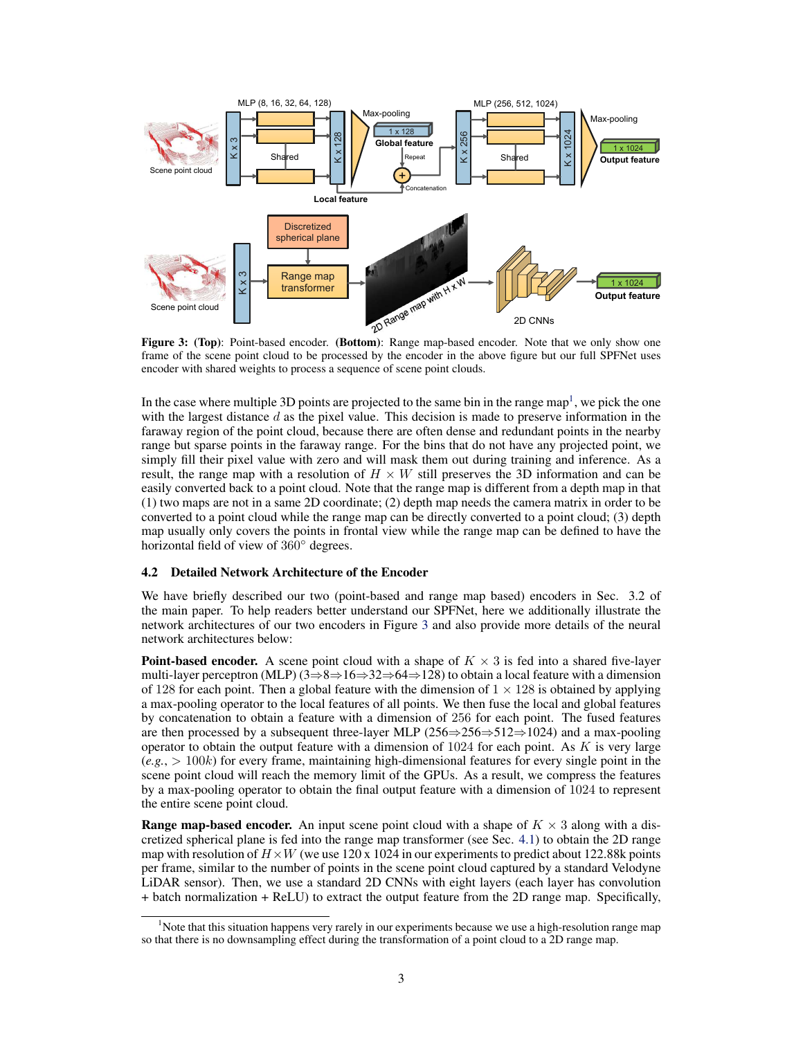**Figure 3: (Top)**: Point-based encoder. **(Bottom)**: Range map-based encoder. Note that we only show one frame of the scene point cloud to be processed by the encoder in the above figure but our full SPFNet uses encoder with shared weights to process a sequence of scene point clouds.

In the case where multiple 3D points are projected to the same bin in the range map[1], we pick the one with the largest distance $d$ as the pixel value. This decision is made to preserve information in the faraway region of the point cloud, because there are often dense and redundant points in the nearby range but sparse points in the faraway range. For the bins that do not have any projected point, we simply fill their pixel value with zero and will mask them out during training and inference. As a result, the range map with a resolution of $H \times W$ still preserves the 3D information and can be easily converted back to a point cloud. Note that the range map is different from a depth map in that (1) two maps are not in a same 2D coordinate; (2) depth map needs the camera matrix in order to be converted to a point cloud while the range map can be directly converted to a point cloud; (3) depth map usually only covers the points in frontal view while the range map can be defined to have the horizontal field of view of $360^\circ$ degrees.

### 4.2 Detailed Network Architecture of the Encoder

We have briefly described our two (point-based and range map based) encoders in Sec. 3.2 of the main paper. To help readers better understand our SPFNet, here we additionally illustrate the network architectures of our two encoders in Figure 3 and also provide more details of the neural network architectures below:

**Point-based encoder.** A scene point cloud with a shape of $K \times 3$ is fed into a shared five-layer multi-layer perceptron (MLP) ($3 \Rightarrow 8 \Rightarrow 16 \Rightarrow 32 \Rightarrow 64 \Rightarrow 128$) to obtain a local feature with a dimension of 128 for each point. Then a global feature with the dimension of $1 \times 128$ is obtained by applying a max-pooling operator to the local features of all points. We then fuse the local and global features by concatenation to obtain a feature with a dimension of 256 for each point. The fused features are then processed by a subsequent three-layer MLP ($256 \Rightarrow 256 \Rightarrow 512 \Rightarrow 1024$) and a max-pooling operator to obtain the output feature with a dimension of 1024 for each point. As $K$ is very large (*e.g.*, $> 100k$) for every frame, maintaining high-dimensional features for every single point in the scene point cloud will reach the memory limit of the GPUs. As a result, we compress the features by a max-pooling operator to obtain the final output feature with a dimension of 1024 to represent the entire scene point cloud.

**Range map-based encoder.** An input scene point cloud with a shape of $K \times 3$ along with a discretized spherical plane is fed into the range map transformer (see Sec. 4.1) to obtain the 2D range map with resolution of $H \times W$ (we use 120 x 1024 in our experiments to predict about 122.88k points per frame, similar to the number of points in the scene point cloud captured by a standard Velodyne LiDAR sensor). Then, we use a standard 2D CNNs with eight layers (each layer has convolution + batch normalization + ReLU) to extract the output feature from the 2D range map. Specifically,

[1] Note that this situation happens very rarely in our experiments because we use a high-resolution range map so that there is no downsampling effect during the transformation of a point cloud to a 2D range map.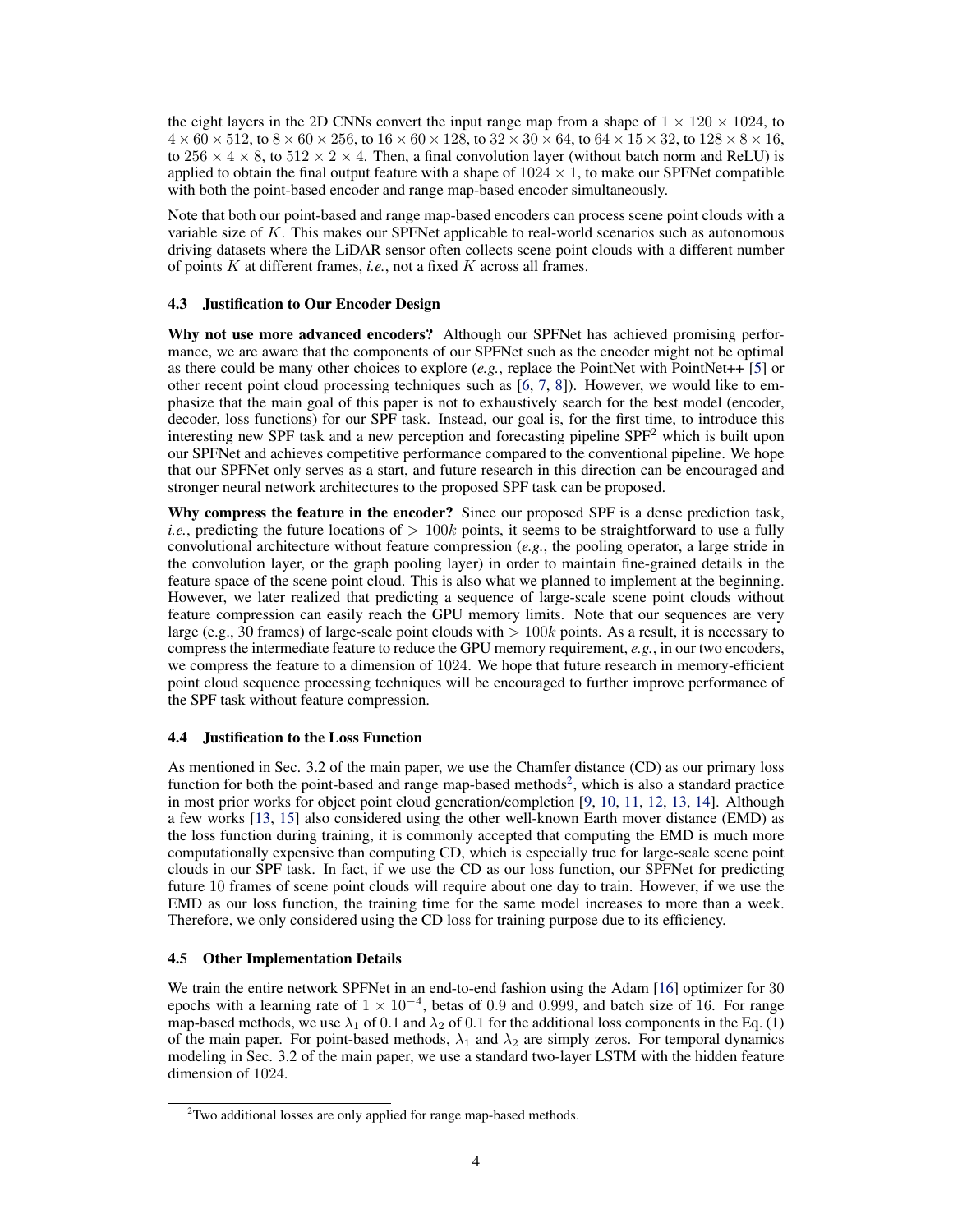the eight layers in the 2D CNNs convert the input range map from a shape of $1 \times 120 \times 1024$, to $4 \times 60 \times 512$, to $8 \times 60 \times 256$, to $16 \times 60 \times 128$, to $32 \times 30 \times 64$, to $64 \times 15 \times 32$, to $128 \times 8 \times 16$, to $256 \times 4 \times 8$, to $512 \times 2 \times 4$. Then, a final convolution layer (without batch norm and ReLU) is applied to obtain the final output feature with a shape of $1024 \times 1$, to make our SPFNet compatible with both the point-based encoder and range map-based encoder simultaneously.

Note that both our point-based and range map-based encoders can process scene point clouds with a variable size of $K$. This makes our SPFNet applicable to real-world scenarios such as autonomous driving datasets where the LiDAR sensor often collects scene point clouds with a different number of points $K$ at different frames, *i.e.*, not a fixed $K$ across all frames.

### 4.3 Justification to Our Encoder Design

**Why not use more advanced encoders?** Although our SPFNet has achieved promising performance, we are aware that the components of our SPFNet such as the encoder might not be optimal as there could be many other choices to explore (*e.g.*, replace the PointNet with PointNet++ [5] or other recent point cloud processing techniques such as [6, 7, 8]). However, we would like to emphasize that the main goal of this paper is not to exhaustively search for the best model (encoder, decoder, loss functions) for our SPF task. Instead, our goal is, for the first time, to introduce this interesting new SPF task and a new perception and forecasting pipeline SPF$^2$ which is built upon our SPFNet and achieves competitive performance compared to the conventional pipeline. We hope that our SPFNet only serves as a start, and future research in this direction can be encouraged and stronger neural network architectures to the proposed SPF task can be proposed.

**Why compress the feature in the encoder?** Since our proposed SPF is a dense prediction task, *i.e.*, predicting the future locations of $> 100k$ points, it seems to be straightforward to use a fully convolutional architecture without feature compression (*e.g.*, the pooling operator, a large stride in the convolution layer, or the graph pooling layer) in order to maintain fine-grained details in the feature space of the scene point cloud. This is also what we planned to implement at the beginning. However, we later realized that predicting a sequence of large-scale scene point clouds without feature compression can easily reach the GPU memory limits. Note that our sequences are very large (e.g., 30 frames) of large-scale point clouds with $> 100k$ points. As a result, it is necessary to compress the intermediate feature to reduce the GPU memory requirement, *e.g.*, in our two encoders, we compress the feature to a dimension of 1024. We hope that future research in memory-efficient point cloud sequence processing techniques will be encouraged to further improve performance of the SPF task without feature compression.

### 4.4 Justification to the Loss Function

As mentioned in Sec. 3.2 of the main paper, we use the Chamfer distance (CD) as our primary loss function for both the point-based and range map-based methods[2], which is also a standard practice in most prior works for object point cloud generation/completion [9, 10, 11, 12, 13, 14]. Although a few works [13, 15] also considered using the other well-known Earth mover distance (EMD) as the loss function during training, it is commonly accepted that computing the EMD is much more computationally expensive than computing CD, which is especially true for large-scale scene point clouds in our SPF task. In fact, if we use the CD as our loss function, our SPFNet for predicting future 10 frames of scene point clouds will require about one day to train. However, if we use the EMD as our loss function, the training time for the same model increases to more than a week. Therefore, we only considered using the CD loss for training purpose due to its efficiency.

### 4.5 Other Implementation Details

We train the entire network SPFNet in an end-to-end fashion using the Adam [16] optimizer for 30 epochs with a learning rate of $1 \times 10^{-4}$, betas of 0.9 and 0.999, and batch size of 16. For range map-based methods, we use $\lambda_1$ of 0.1 and $\lambda_2$ of 0.1 for the additional loss components in the Eq. (1) of the main paper. For point-based methods, $\lambda_1$ and $\lambda_2$ are simply zeros. For temporal dynamics modeling in Sec. 3.2 of the main paper, we use a standard two-layer LSTM with the hidden feature dimension of 1024.

[2] Two additional losses are only applied for range map-based methods.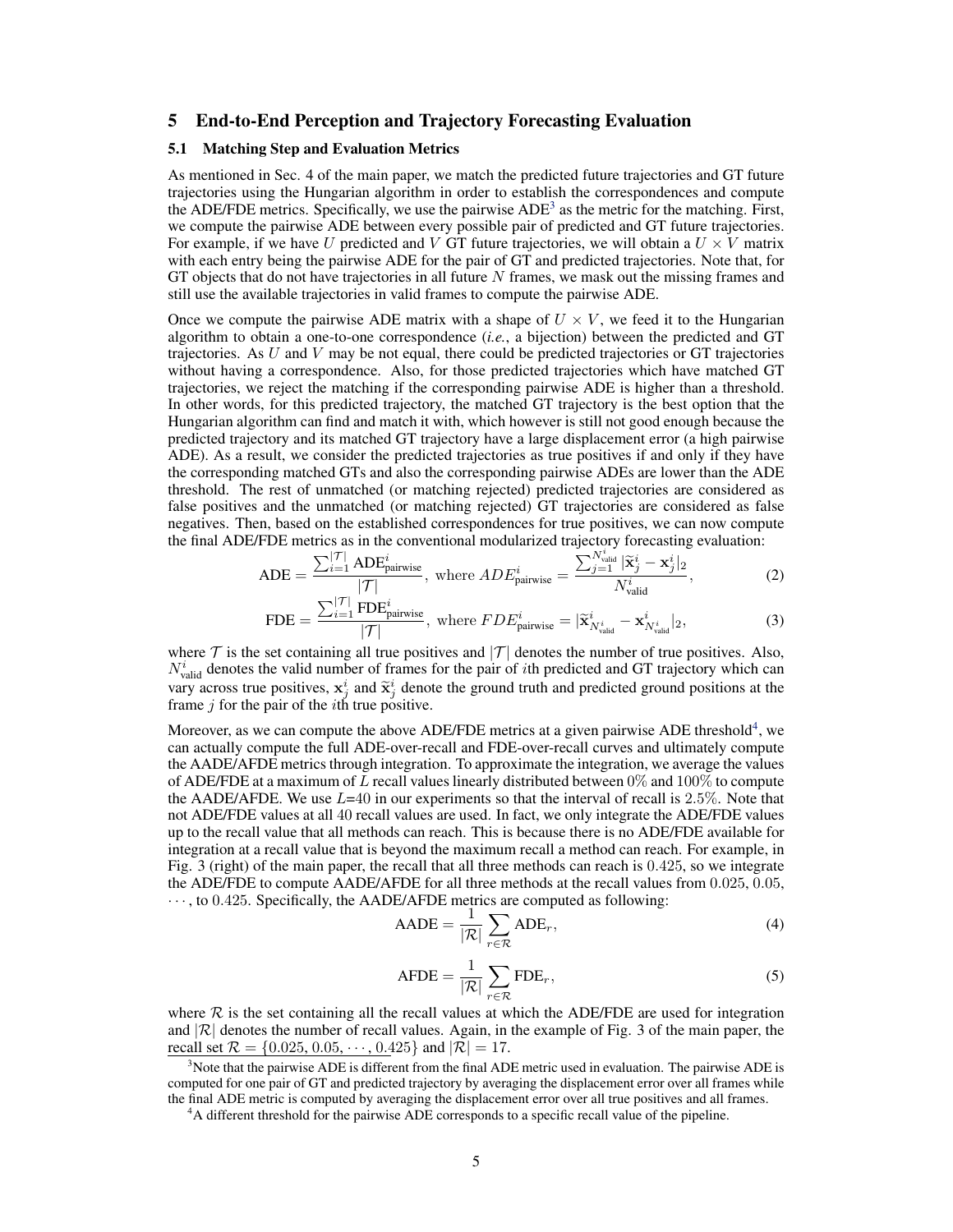## 5 End-to-End Perception and Trajectory Forecasting Evaluation

### 5.1 Matching Step and Evaluation Metrics

As mentioned in Sec. 4 of the main paper, we match the predicted future trajectories and GT future trajectories using the Hungarian algorithm in order to establish the correspondences and compute the ADE/FDE metrics. Specifically, we use the pairwise ADE[3] as the metric for the matching. First, we compute the pairwise ADE between every possible pair of predicted and GT future trajectories. For example, if we have $U$ predicted and $V$ GT future trajectories, we will obtain a $U \times V$ matrix with each entry being the pairwise ADE for the pair of GT and predicted trajectories. Note that, for GT objects that do not have trajectories in all future $N$ frames, we mask out the missing frames and still use the available trajectories in valid frames to compute the pairwise ADE.

Once we compute the pairwise ADE matrix with a shape of $U \times V$, we feed it to the Hungarian algorithm to obtain a one-to-one correspondence (*i.e.*, a bijection) between the predicted and GT trajectories. As $U$ and $V$ may be not equal, there could be predicted trajectories or GT trajectories without having a correspondence. Also, for those predicted trajectories which have matched GT trajectories, we reject the matching if the corresponding pairwise ADE is higher than a threshold. In other words, for this predicted trajectory, the matched GT trajectory is the best option that the Hungarian algorithm can find and match it with, which however is still not good enough because the predicted trajectory and its matched GT trajectory have a large displacement error (a high pairwise ADE). As a result, we consider the predicted trajectories as true positives if and only if they have the corresponding matched GTs and also the corresponding pairwise ADEs are lower than the ADE threshold. The rest of unmatched (or matching rejected) predicted trajectories are considered as false positives and the unmatched (or matching rejected) GT trajectories are considered as false negatives. Then, based on the established correspondences for true positives, we can now compute the final ADE/FDE metrics as in the conventional modularized trajectory forecasting evaluation:

$$\text{ADE} = \frac{\sum_{i=1}^{|\mathcal{T}|} \text{ADE}_{\text{pairwise}}^{i}}{|\mathcal{T}|}, \text{ where } ADE_{\text{pairwise}}^{i} = \frac{\sum_{j=1}^{N_{\text{valid}}^{i}} |\widetilde{\mathbf{x}}_j^i - \mathbf{x}_j^i|_2}{N_{\text{valid}}^{i}}, \tag{2}$$

$$\text{FDE} = \frac{\sum_{i=1}^{|\mathcal{T}|} \text{FDE}_{\text{pairwise}}^{i}}{|\mathcal{T}|}, \text{ where } FDE_{\text{pairwise}}^{i} = |\widetilde{\mathbf{x}}_{N_{\text{valid}}^{i}}^i - \mathbf{x}_{N_{\text{valid}}^{i}}^i|_2, \tag{3}$$

where $\mathcal{T}$ is the set containing all true positives and $|\mathcal{T}|$ denotes the number of true positives. Also, $N_{\text{valid}}^{i}$ denotes the valid number of frames for the pair of $i$th predicted and GT trajectory which can vary across true positives, $\mathbf{x}_j^i$ and $\widetilde{\mathbf{x}}_j^i$ denote the ground truth and predicted ground positions at the frame $j$ for the pair of the $i$th true positive.

Moreover, as we can compute the above ADE/FDE metrics at a given pairwise ADE threshold[4], we can actually compute the full ADE-over-recall and FDE-over-recall curves and ultimately compute the AADE/AFDE metrics through integration. To approximate the integration, we average the values of ADE/FDE at a maximum of $L$ recall values linearly distributed between $0\%$ and $100\%$ to compute the AADE/AFDE. We use $L$=40 in our experiments so that the interval of recall is $2.5\%$. Note that not ADE/FDE values at all 40 recall values are used. In fact, we only integrate the ADE/FDE values up to the recall value that all methods can reach. This is because there is no ADE/FDE available for integration at a recall value that is beyond the maximum recall a method can reach. For example, in Fig. 3 (right) of the main paper, the recall that all three methods can reach is $0.425$, so we integrate the ADE/FDE to compute AADE/AFDE for all three methods at the recall values from $0.025$, $0.05$, $\cdots$, to $0.425$. Specifically, the AADE/AFDE metrics are computed as following:

$$\text{AADE} = \frac{1}{|\mathcal{R}|} \sum_{r \in \mathcal{R}} \text{ADE}_r, \tag{4}$$

$$\text{AFDE} = \frac{1}{|\mathcal{R}|} \sum_{r \in \mathcal{R}} \text{FDE}_r, \tag{5}$$

where $\mathcal{R}$ is the set containing all the recall values at which the ADE/FDE are used for integration and $|\mathcal{R}|$ denotes the number of recall values. Again, in the example of Fig. 3 of the main paper, the recall set $\mathcal{R} = \{0.025, 0.05, \cdots, 0.425\}$ and $|\mathcal{R}| = 17$.

[3] Note that the pairwise ADE is different from the final ADE metric used in evaluation. The pairwise ADE is computed for one pair of GT and predicted trajectory by averaging the displacement error over all frames while the final ADE metric is computed by averaging the displacement error over all true positives and all frames.

[4] A different threshold for the pairwise ADE corresponds to a specific recall value of the pipeline.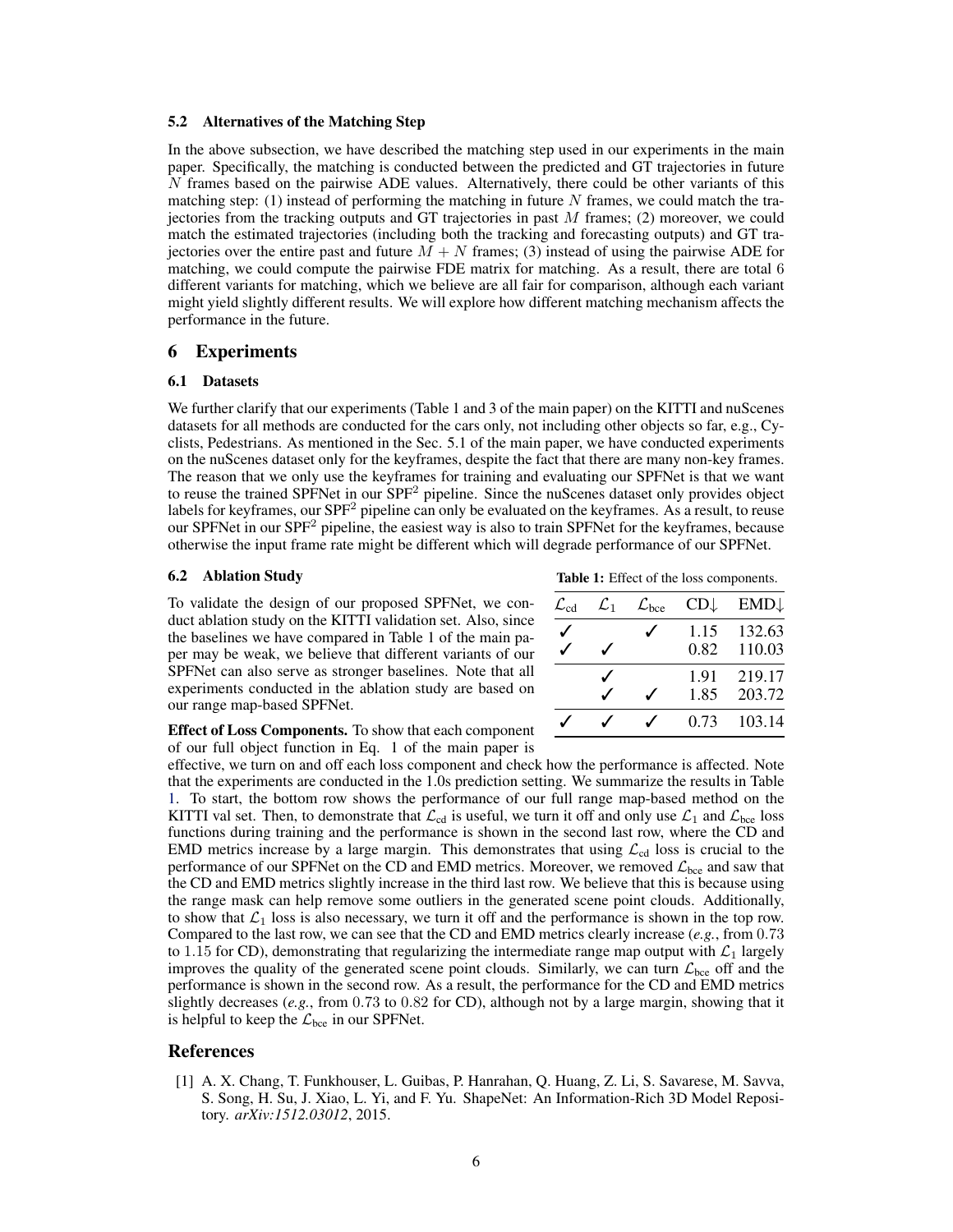### 5.2 Alternatives of the Matching Step

In the above subsection, we have described the matching step used in our experiments in the main paper. Specifically, the matching is conducted between the predicted and GT trajectories in future $N$ frames based on the pairwise ADE values. Alternatively, there could be other variants of this matching step: (1) instead of performing the matching in future $N$ frames, we could match the trajectories from the tracking outputs and GT trajectories in past $M$ frames; (2) moreover, we could match the estimated trajectories (including both the tracking and forecasting outputs) and GT trajectories over the entire past and future $M + N$ frames; (3) instead of using the pairwise ADE for matching, we could compute the pairwise FDE matrix for matching. As a result, there are total 6 different variants for matching, which we believe are all fair for comparison, although each variant might yield slightly different results. We will explore how different matching mechanism affects the performance in the future.

## 6 Experiments

### 6.1 Datasets

We further clarify that our experiments (Table 1 and 3 of the main paper) on the KITTI and nuScenes datasets for all methods are conducted for the cars only, not including other objects so far, e.g., Cyclists, Pedestrians. As mentioned in the Sec. 5.1 of the main paper, we have conducted experiments on the nuScenes dataset only for the keyframes, despite the fact that there are many non-key frames. The reason that we only use the keyframes for training and evaluating our SPFNet is that we want to reuse the trained SPFNet in our SPF$^2$ pipeline. Since the nuScenes dataset only provides object labels for keyframes, our SPF$^2$ pipeline can only be evaluated on the keyframes. As a result, to reuse our SPFNet in our SPF$^2$ pipeline, the easiest way is also to train SPFNet for the keyframes, because otherwise the input frame rate might be different which will degrade performance of our SPFNet.

### 6.2 Ablation Study

To validate the design of our proposed SPFNet, we conduct ablation study on the KITTI validation set. Also, since the baselines we have compared in Table 1 of the main paper may be weak, we believe that different variants of our SPFNet can also serve as stronger baselines. Note that all experiments conducted in the ablation study are based on our range map-based SPFNet.

**Table 1:** Effect of the loss components.

| $\mathcal{L}_{\text{cd}}$ | $\mathcal{L}_1$ | $\mathcal{L}_{\text{bce}}$ | CD↓ | EMD↓ |
|---|---|---|---|---|
| ✓ | | ✓ | 1.15 | 132.63 |
| ✓ | ✓ | | 0.82 | 110.03 |
| | ✓ | | 1.91 | 219.17 |
| | ✓ | ✓ | 1.85 | 203.72 |
| ✓ | ✓ | ✓ | 0.73 | 103.14 |

**Effect of Loss Components.** To show that each component of our full object function in Eq. 1 of the main paper is effective, we turn on and off each loss component and check how the performance is affected. Note that the experiments are conducted in the 1.0s prediction setting. We summarize the results in Table 1. To start, the bottom row shows the performance of our full range map-based method on the KITTI val set. Then, to demonstrate that $\mathcal{L}_{\text{cd}}$ is useful, we turn it off and only use $\mathcal{L}_1$ and $\mathcal{L}_{\text{bce}}$ loss functions during training and the performance is shown in the second last row, where the CD and EMD metrics increase by a large margin. This demonstrates that using $\mathcal{L}_{\text{cd}}$ loss is crucial to the performance of our SPFNet on the CD and EMD metrics. Moreover, we removed $\mathcal{L}_{\text{bce}}$ and saw that the CD and EMD metrics slightly increase in the third last row. We believe that this is because using the range mask can help remove some outliers in the generated scene point clouds. Additionally, to show that $\mathcal{L}_1$ loss is also necessary, we turn it off and the performance is shown in the top row. Compared to the last row, we can see that the CD and EMD metrics clearly increase (*e.g.*, from $0.73$ to $1.15$ for CD), demonstrating that regularizing the intermediate range map output with $\mathcal{L}_1$ largely improves the quality of the generated scene point clouds. Similarly, we can turn $\mathcal{L}_{\text{bce}}$ off and the performance is shown in the second row. As a result, the performance for the CD and EMD metrics slightly decreases (*e.g.*, from $0.73$ to $0.82$ for CD), although not by a large margin, showing that it is helpful to keep the $\mathcal{L}_{\text{bce}}$ in our SPFNet.

## References

[1] A. X. Chang, T. Funkhouser, L. Guibas, P. Hanrahan, Q. Huang, Z. Li, S. Savarese, M. Savva, S. Song, H. Su, J. Xiao, L. Yi, and F. Yu. ShapeNet: An Information-Rich 3D Model Repository. *arXiv:1512.03012*, 2015.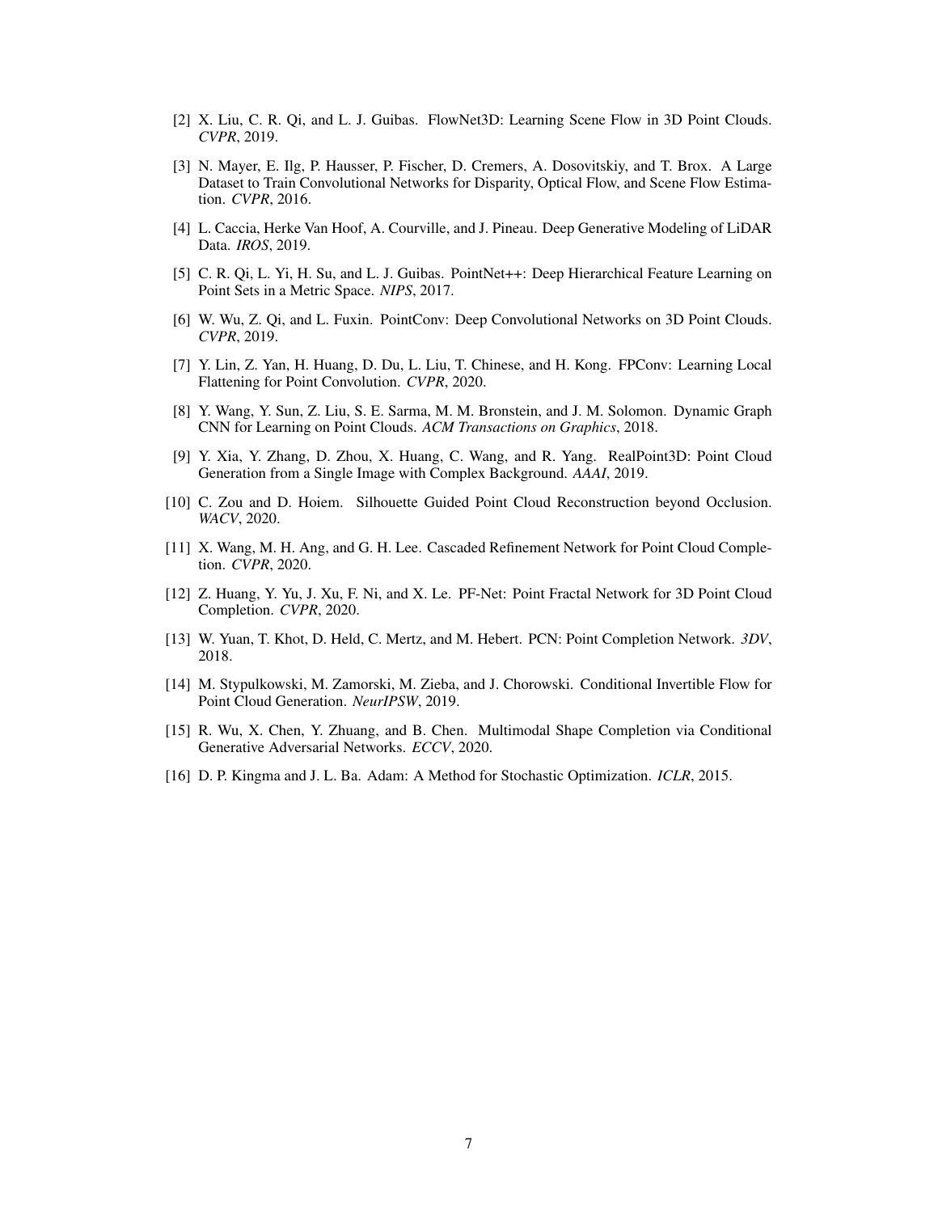[2] X. Liu, C. R. Qi, and L. J. Guibas. FlowNet3D: Learning Scene Flow in 3D Point Clouds. *CVPR*, 2019.

[3] N. Mayer, E. Ilg, P. Hausser, P. Fischer, D. Cremers, A. Dosovitskiy, and T. Brox. A Large Dataset to Train Convolutional Networks for Disparity, Optical Flow, and Scene Flow Estimation. *CVPR*, 2016.

[4] L. Caccia, Herke Van Hoof, A. Courville, and J. Pineau. Deep Generative Modeling of LiDAR Data. *IROS*, 2019.

[5] C. R. Qi, L. Yi, H. Su, and L. J. Guibas. PointNet++: Deep Hierarchical Feature Learning on Point Sets in a Metric Space. *NIPS*, 2017.

[6] W. Wu, Z. Qi, and L. Fuxin. PointConv: Deep Convolutional Networks on 3D Point Clouds. *CVPR*, 2019.

[7] Y. Lin, Z. Yan, H. Huang, D. Du, L. Liu, T. Chinese, and H. Kong. FPConv: Learning Local Flattening for Point Convolution. *CVPR*, 2020.

[8] Y. Wang, Y. Sun, Z. Liu, S. E. Sarma, M. M. Bronstein, and J. M. Solomon. Dynamic Graph CNN for Learning on Point Clouds. *ACM Transactions on Graphics*, 2018.

[9] Y. Xia, Y. Zhang, D. Zhou, X. Huang, C. Wang, and R. Yang. RealPoint3D: Point Cloud Generation from a Single Image with Complex Background. *AAAI*, 2019.

[10] C. Zou and D. Hoiem. Silhouette Guided Point Cloud Reconstruction beyond Occlusion. *WACV*, 2020.

[11] X. Wang, M. H. Ang, and G. H. Lee. Cascaded Refinement Network for Point Cloud Completion. *CVPR*, 2020.

[12] Z. Huang, Y. Yu, J. Xu, F. Ni, and X. Le. PF-Net: Point Fractal Network for 3D Point Cloud Completion. *CVPR*, 2020.

[13] W. Yuan, T. Khot, D. Held, C. Mertz, and M. Hebert. PCN: Point Completion Network. *3DV*, 2018.

[14] M. Stypulkowski, M. Zamorski, M. Zieba, and J. Chorowski. Conditional Invertible Flow for Point Cloud Generation. *NeurIPSW*, 2019.

[15] R. Wu, X. Chen, Y. Zhuang, and B. Chen. Multimodal Shape Completion via Conditional Generative Adversarial Networks. *ECCV*, 2020.

[16] D. P. Kingma and J. L. Ba. Adam: A Method for Stochastic Optimization. *ICLR*, 2015.